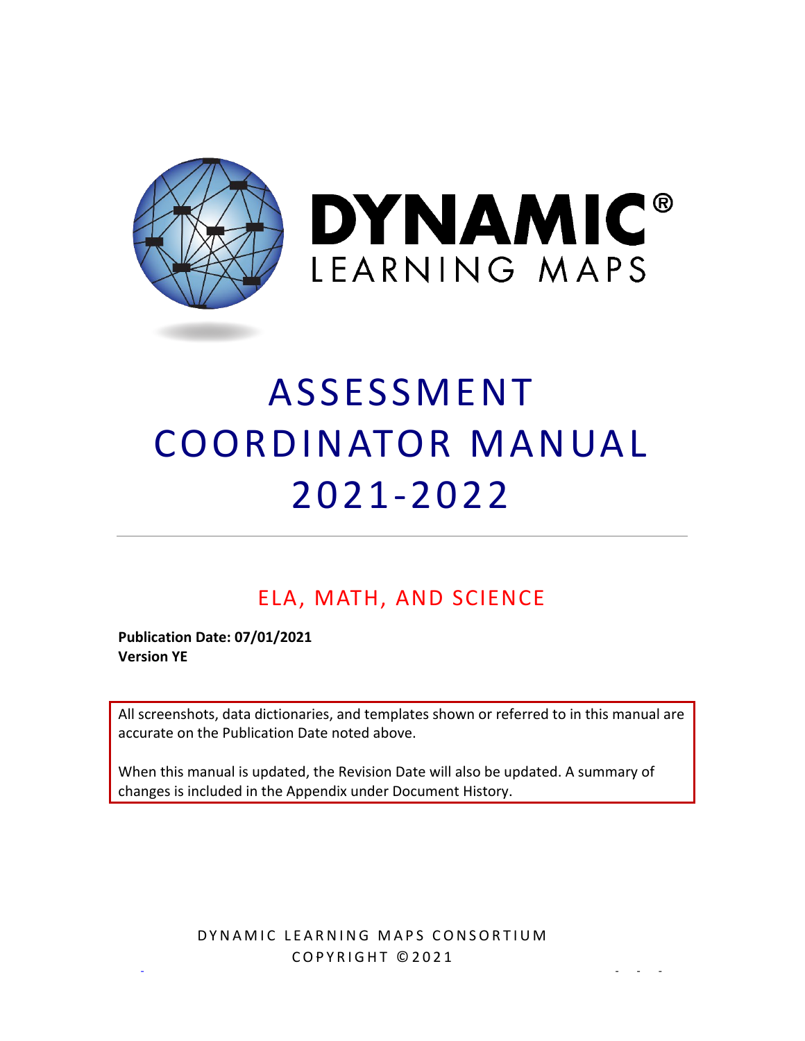# DYNAMIC® LEARNING MAPS

# ASSESSMENT COORDINATOR MANUAL 2021-2022

## ELA, MATH, AND SCIENCE

**Publication Date: 07/01/2021**
**Version YE**

All screenshots, data dictionaries, and templates shown or referred to in this manual are accurate on the Publication Date noted above.

When this manual is updated, the Revision Date will also be updated. A summary of changes is included in the Appendix under Document History.

DYNAMIC LEARNING MAPS CONSORTIUM
COPYRIGHT ©2021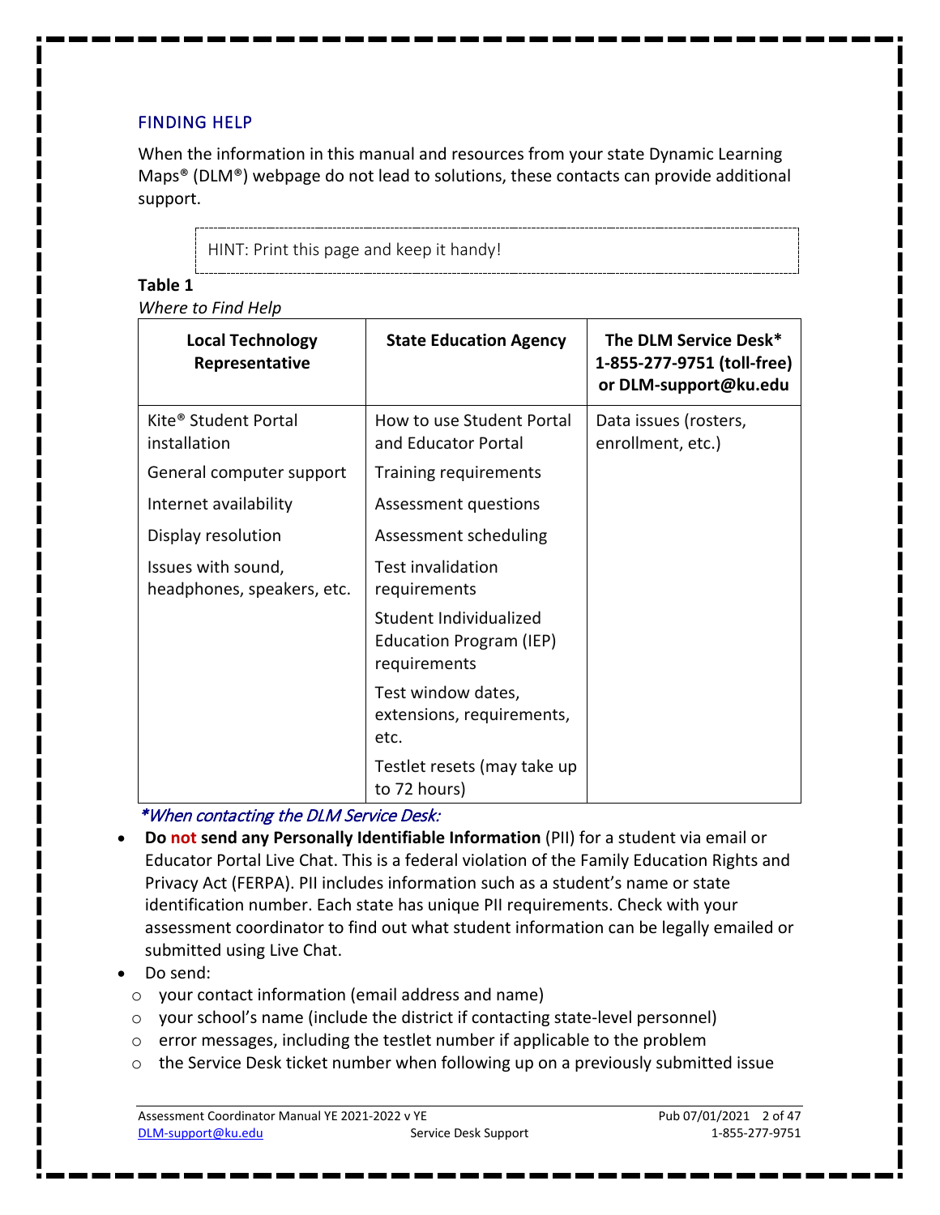## FINDING HELP

When the information in this manual and resources from your state Dynamic Learning Maps® (DLM®) webpage do not lead to solutions, these contacts can provide additional support.

HINT: Print this page and keep it handy!

**Table 1**

*Where to Find Help*

| **Local Technology Representative** | **State Education Agency** | **The DLM Service Desk* 1-855-277-9751 (toll-free) or DLM-support@ku.edu** |
|---|---|---|
| Kite® Student Portal installation | How to use Student Portal and Educator Portal | Data issues (rosters, enrollment, etc.) |
| General computer support | Training requirements | |
| Internet availability | Assessment questions | |
| Display resolution | Assessment scheduling | |
| Issues with sound, headphones, speakers, etc. | Test invalidation requirements | |
| | Student Individualized Education Program (IEP) requirements | |
| | Test window dates, extensions, requirements, etc. | |
| | Testlet resets (may take up to 72 hours) | |

*\*When contacting the DLM Service Desk:*

- **Do not send any Personally Identifiable Information** (PII) for a student via email or Educator Portal Live Chat. This is a federal violation of the Family Education Rights and Privacy Act (FERPA). PII includes information such as a student's name or state identification number. Each state has unique PII requirements. Check with your assessment coordinator to find out what student information can be legally emailed or submitted using Live Chat.
- Do send:
  - your contact information (email address and name)
  - your school's name (include the district if contacting state-level personnel)
  - error messages, including the testlet number if applicable to the problem
  - the Service Desk ticket number when following up on a previously submitted issue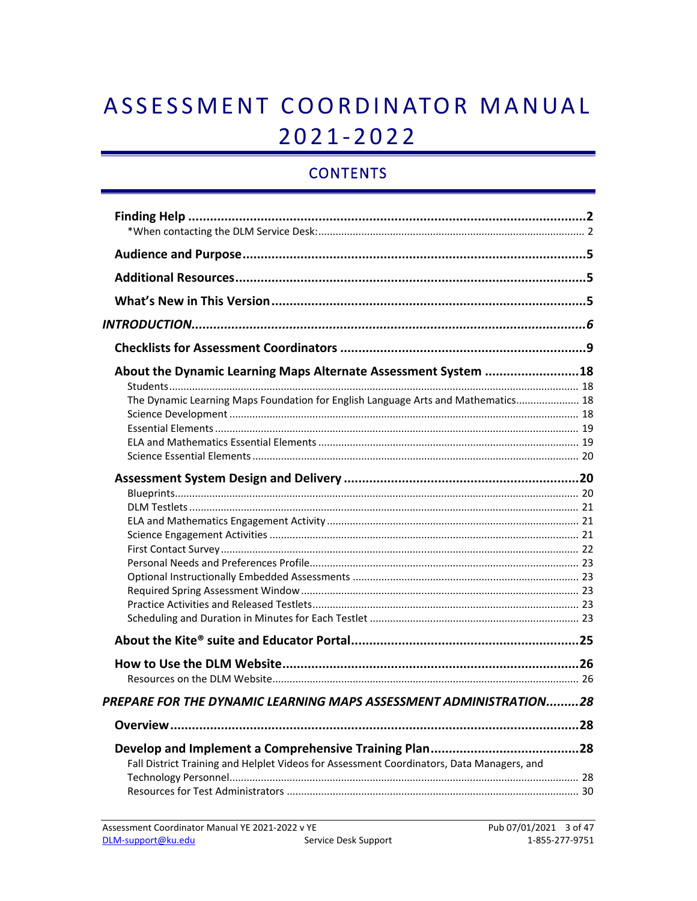# ASSESSMENT COORDINATOR MANUAL 2021-2022

## CONTENTS

**Finding Help** .......... **2**
- *When contacting the DLM Service Desk: .......... 2

**Audience and Purpose** .......... **5**

**Additional Resources** .......... **5**

**What's New in This Version** .......... **5**

***INTRODUCTION*** .......... ***6***

**Checklists for Assessment Coordinators** .......... **9**

**About the Dynamic Learning Maps Alternate Assessment System** .......... **18**
- Students .......... 18
- The Dynamic Learning Maps Foundation for English Language Arts and Mathematics .......... 18
- Science Development .......... 18
- Essential Elements .......... 19
- ELA and Mathematics Essential Elements .......... 19
- Science Essential Elements .......... 20

**Assessment System Design and Delivery** .......... **20**
- Blueprints .......... 20
- DLM Testlets .......... 21
- ELA and Mathematics Engagement Activity .......... 21
- Science Engagement Activities .......... 21
- First Contact Survey .......... 22
- Personal Needs and Preferences Profile .......... 23
- Optional Instructionally Embedded Assessments .......... 23
- Required Spring Assessment Window .......... 23
- Practice Activities and Released Testlets .......... 23
- Scheduling and Duration in Minutes for Each Testlet .......... 23

**About the Kite® suite and Educator Portal** .......... **25**

**How to Use the DLM Website** .......... **26**
- Resources on the DLM Website .......... 26

***PREPARE FOR THE DYNAMIC LEARNING MAPS ASSESSMENT ADMINISTRATION*** .......... ***28***

**Overview** .......... **28**

**Develop and Implement a Comprehensive Training Plan** .......... **28**
- Fall District Training and Helplet Videos for Assessment Coordinators, Data Managers, and Technology Personnel .......... 28
- Resources for Test Administrators .......... 30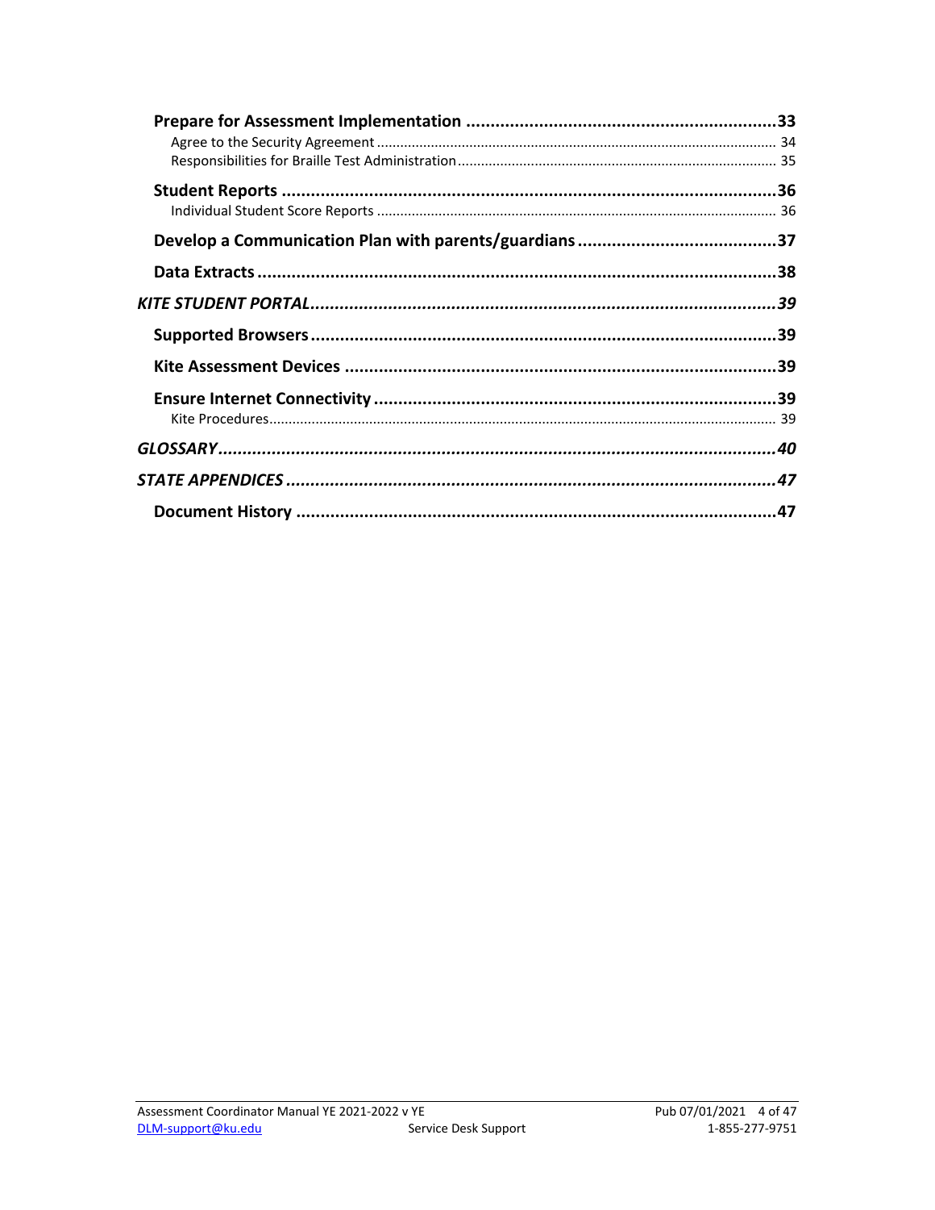**Prepare for Assessment Implementation** .......... **33**

Agree to the Security Agreement .......... 34

Responsibilities for Braille Test Administration .......... 35

**Student Reports** .......... **36**

Individual Student Score Reports .......... 36

**Develop a Communication Plan with parents/guardians** .......... **37**

**Data Extracts** .......... **38**

***KITE STUDENT PORTAL*** .......... ***39***

**Supported Browsers** .......... **39**

**Kite Assessment Devices** .......... **39**

**Ensure Internet Connectivity** .......... **39**

Kite Procedures .......... 39

***GLOSSARY*** .......... ***40***

***STATE APPENDICES*** .......... ***47***

**Document History** .......... **47**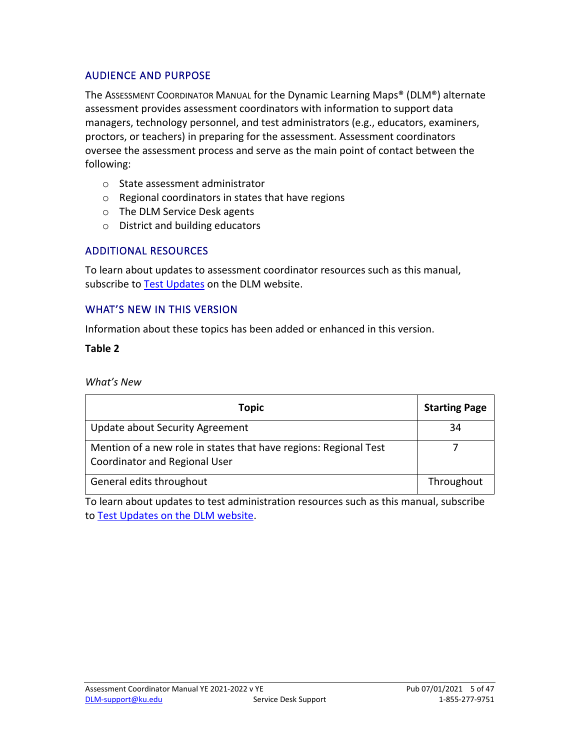## AUDIENCE AND PURPOSE

The ASSESSMENT COORDINATOR MANUAL for the Dynamic Learning Maps® (DLM®) alternate assessment provides assessment coordinators with information to support data managers, technology personnel, and test administrators (e.g., educators, examiners, proctors, or teachers) in preparing for the assessment. Assessment coordinators oversee the assessment process and serve as the main point of contact between the following:

- State assessment administrator
- Regional coordinators in states that have regions
- The DLM Service Desk agents
- District and building educators

## ADDITIONAL RESOURCES

To learn about updates to assessment coordinator resources such as this manual, subscribe to [Test Updates] on the DLM website.

## WHAT'S NEW IN THIS VERSION

Information about these topics has been added or enhanced in this version.

**Table 2**

*What's New*

| Topic | Starting Page |
|---|---|
| Update about Security Agreement | 34 |
| Mention of a new role in states that have regions: Regional Test Coordinator and Regional User | 7 |
| General edits throughout | Throughout |

To learn about updates to test administration resources such as this manual, subscribe to [Test Updates on the DLM website].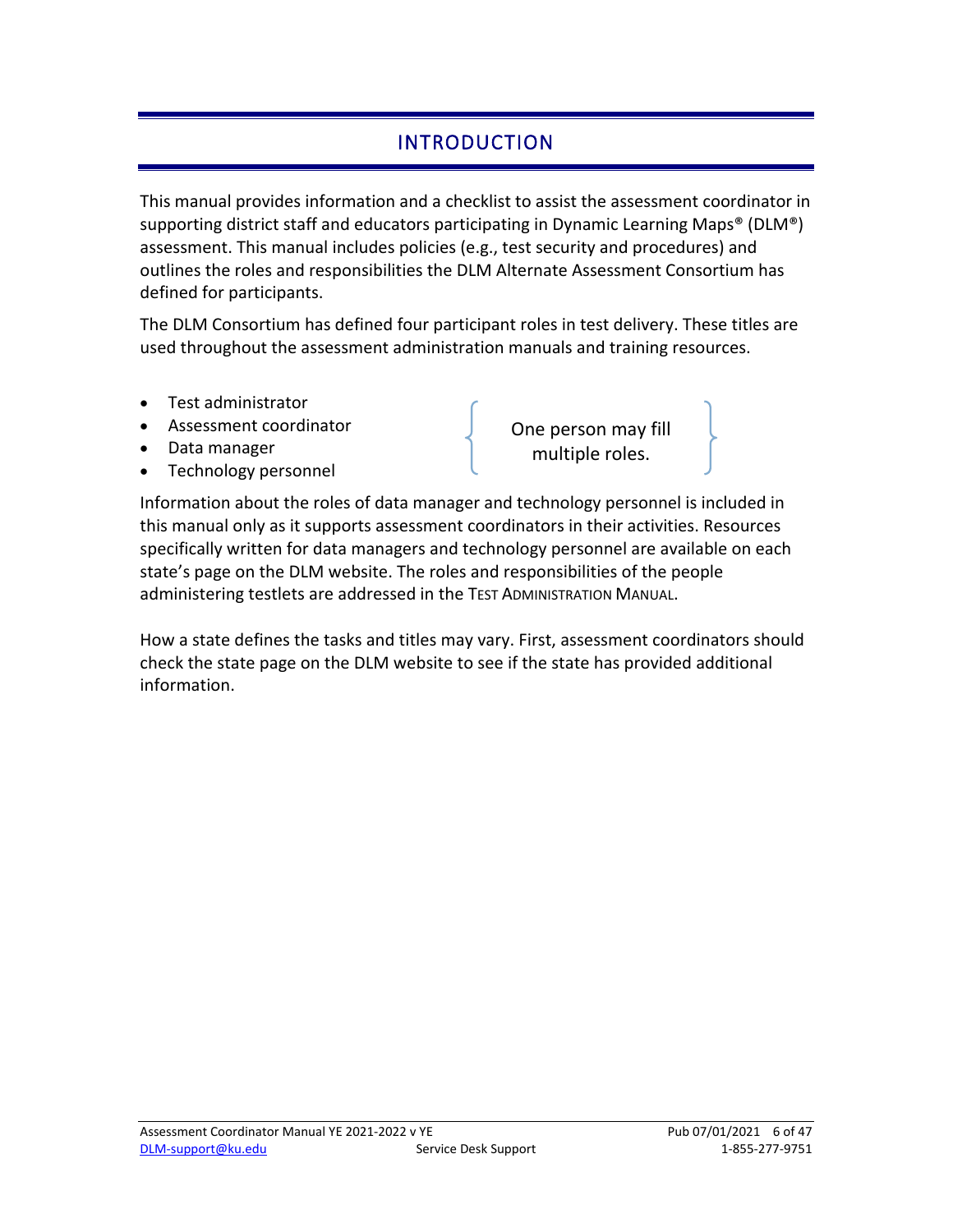# INTRODUCTION

This manual provides information and a checklist to assist the assessment coordinator in supporting district staff and educators participating in Dynamic Learning Maps® (DLM®) assessment. This manual includes policies (e.g., test security and procedures) and outlines the roles and responsibilities the DLM Alternate Assessment Consortium has defined for participants.

The DLM Consortium has defined four participant roles in test delivery. These titles are used throughout the assessment administration manuals and training resources.

- Test administrator
- Assessment coordinator
- Data manager
- Technology personnel

One person may fill multiple roles.

Information about the roles of data manager and technology personnel is included in this manual only as it supports assessment coordinators in their activities. Resources specifically written for data managers and technology personnel are available on each state's page on the DLM website. The roles and responsibilities of the people administering testlets are addressed in the TEST ADMINISTRATION MANUAL.

How a state defines the tasks and titles may vary. First, assessment coordinators should check the state page on the DLM website to see if the state has provided additional information.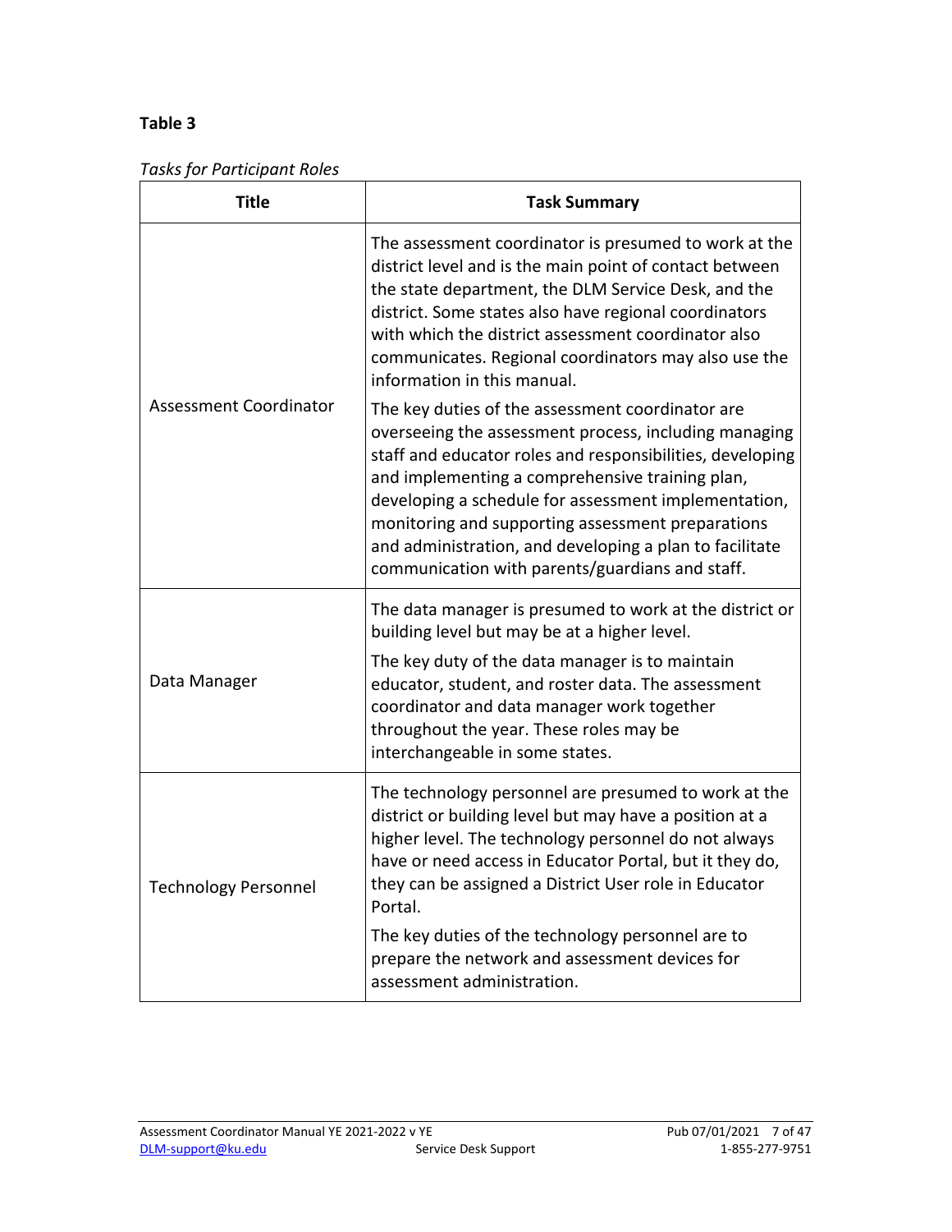**Table 3**

*Tasks for Participant Roles*

| Title | Task Summary |
| --- | --- |
| Assessment Coordinator | The assessment coordinator is presumed to work at the district level and is the main point of contact between the state department, the DLM Service Desk, and the district. Some states also have regional coordinators with which the district assessment coordinator also communicates. Regional coordinators may also use the information in this manual.<br><br>The key duties of the assessment coordinator are overseeing the assessment process, including managing staff and educator roles and responsibilities, developing and implementing a comprehensive training plan, developing a schedule for assessment implementation, monitoring and supporting assessment preparations and administration, and developing a plan to facilitate communication with parents/guardians and staff. |
| Data Manager | The data manager is presumed to work at the district or building level but may be at a higher level.<br><br>The key duty of the data manager is to maintain educator, student, and roster data. The assessment coordinator and data manager work together throughout the year. These roles may be interchangeable in some states. |
| Technology Personnel | The technology personnel are presumed to work at the district or building level but may have a position at a higher level. The technology personnel do not always have or need access in Educator Portal, but if they do, they can be assigned a District User role in Educator Portal.<br><br>The key duties of the technology personnel are to prepare the network and assessment devices for assessment administration. |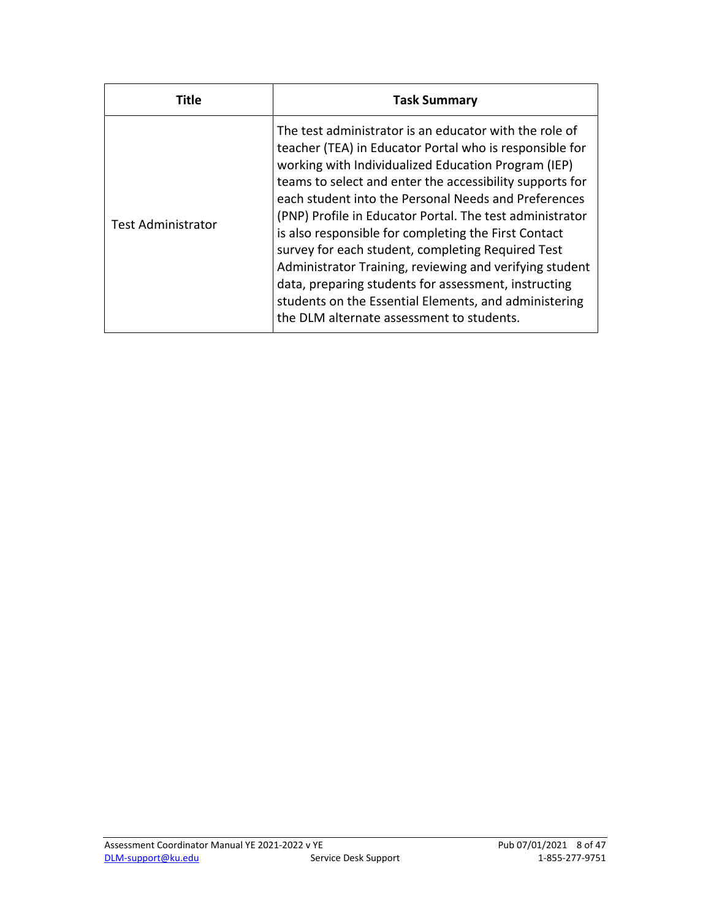| Title | Task Summary |
| --- | --- |
| Test Administrator | The test administrator is an educator with the role of teacher (TEA) in Educator Portal who is responsible for working with Individualized Education Program (IEP) teams to select and enter the accessibility supports for each student into the Personal Needs and Preferences (PNP) Profile in Educator Portal. The test administrator is also responsible for completing the First Contact survey for each student, completing Required Test Administrator Training, reviewing and verifying student data, preparing students for assessment, instructing students on the Essential Elements, and administering the DLM alternate assessment to students. |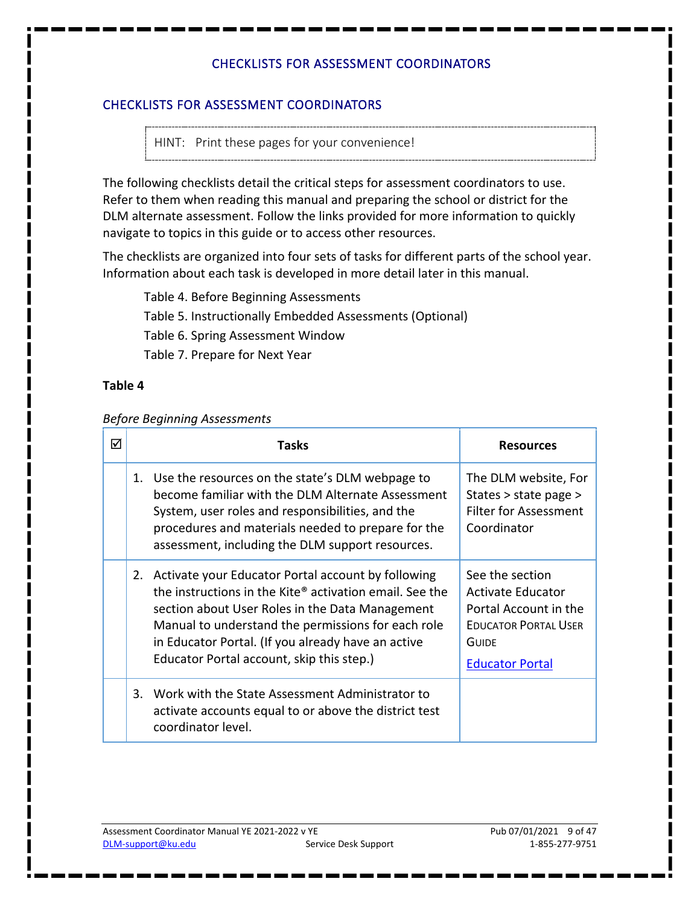## CHECKLISTS FOR ASSESSMENT COORDINATORS

> HINT: Print these pages for your convenience!

The following checklists detail the critical steps for assessment coordinators to use. Refer to them when reading this manual and preparing the school or district for the DLM alternate assessment. Follow the links provided for more information to quickly navigate to topics in this guide or to access other resources.

The checklists are organized into four sets of tasks for different parts of the school year. Information about each task is developed in more detail later in this manual.

- Table 4. Before Beginning Assessments
- Table 5. Instructionally Embedded Assessments (Optional)
- Table 6. Spring Assessment Window
- Table 7. Prepare for Next Year

**Table 4**

*Before Beginning Assessments*

| ☑ | Tasks | Resources |
|---|---|---|
| | 1. Use the resources on the state's DLM webpage to become familiar with the DLM Alternate Assessment System, user roles and responsibilities, and the procedures and materials needed to prepare for the assessment, including the DLM support resources. | The DLM website, For States > state page > Filter for Assessment Coordinator |
| | 2. Activate your Educator Portal account by following the instructions in the Kite® activation email. See the section about User Roles in the Data Management Manual to understand the permissions for each role in Educator Portal. (If you already have an active Educator Portal account, skip this step.) | See the section Activate Educator Portal Account in the EDUCATOR PORTAL USER GUIDE<br><br>Educator Portal |
| | 3. Work with the State Assessment Administrator to activate accounts equal to or above the district test coordinator level. | |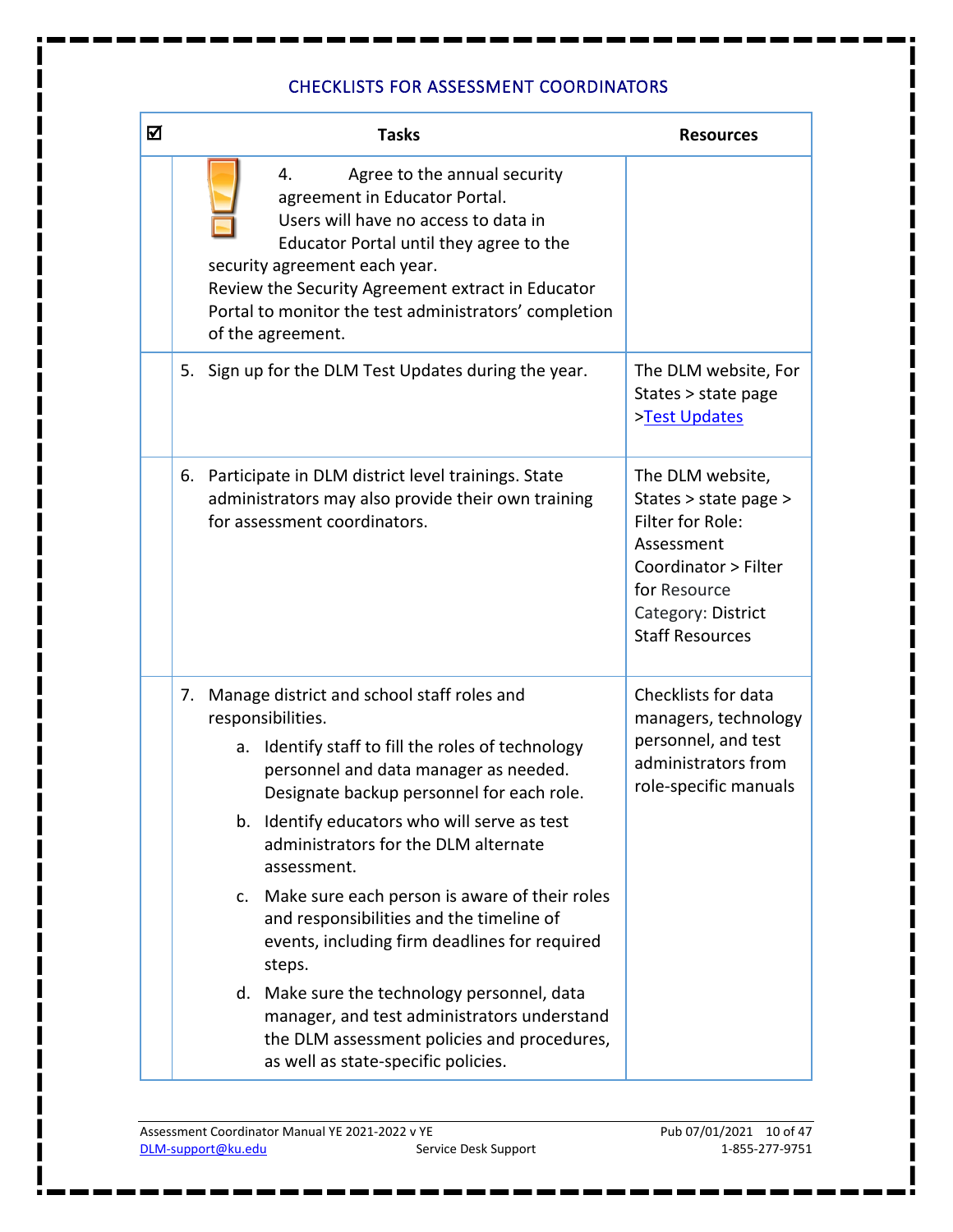## CHECKLISTS FOR ASSESSMENT COORDINATORS

| ☑ | Tasks | Resources |
|---|---|---|
| | 4. Agree to the annual security agreement in Educator Portal. Users will have no access to data in Educator Portal until they agree to the security agreement each year. Review the Security Agreement extract in Educator Portal to monitor the test administrators' completion of the agreement. | |
| | 5. Sign up for the DLM Test Updates during the year. | The DLM website, For States > state page >Test Updates |
| | 6. Participate in DLM district level trainings. State administrators may also provide their own training for assessment coordinators. | The DLM website, States > state page > Filter for Role: Assessment Coordinator > Filter for Resource Category: District Staff Resources |
| | 7. Manage district and school staff roles and responsibilities.<br>a. Identify staff to fill the roles of technology personnel and data manager as needed. Designate backup personnel for each role.<br>b. Identify educators who will serve as test administrators for the DLM alternate assessment.<br>c. Make sure each person is aware of their roles and responsibilities and the timeline of events, including firm deadlines for required steps.<br>d. Make sure the technology personnel, data manager, and test administrators understand the DLM assessment policies and procedures, as well as state-specific policies. | Checklists for data managers, technology personnel, and test administrators from role-specific manuals |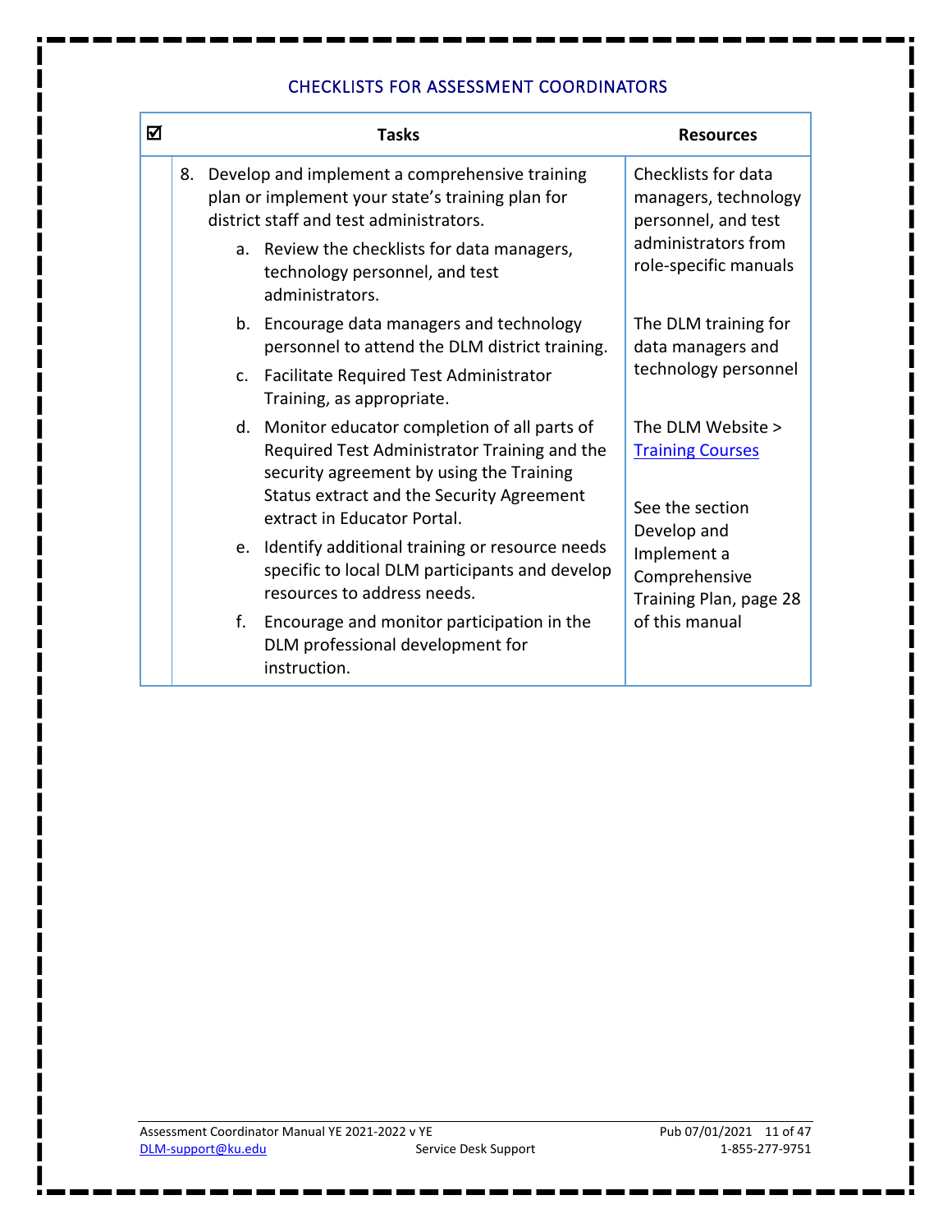## CHECKLISTS FOR ASSESSMENT COORDINATORS

| ☑ | Tasks | Resources |
|---|---|---|
| | 8. Develop and implement a comprehensive training plan or implement your state's training plan for district staff and test administrators.<br>a. Review the checklists for data managers, technology personnel, and test administrators. | Checklists for data managers, technology personnel, and test administrators from role-specific manuals |
| | b. Encourage data managers and technology personnel to attend the DLM district training.<br>c. Facilitate Required Test Administrator Training, as appropriate. | The DLM training for data managers and technology personnel |
| | d. Monitor educator completion of all parts of Required Test Administrator Training and the security agreement by using the Training Status extract and the Security Agreement extract in Educator Portal.<br>e. Identify additional training or resource needs specific to local DLM participants and develop resources to address needs.<br>f. Encourage and monitor participation in the DLM professional development for instruction. | The DLM Website > Training Courses<br><br>See the section Develop and Implement a Comprehensive Training Plan, page 28 of this manual |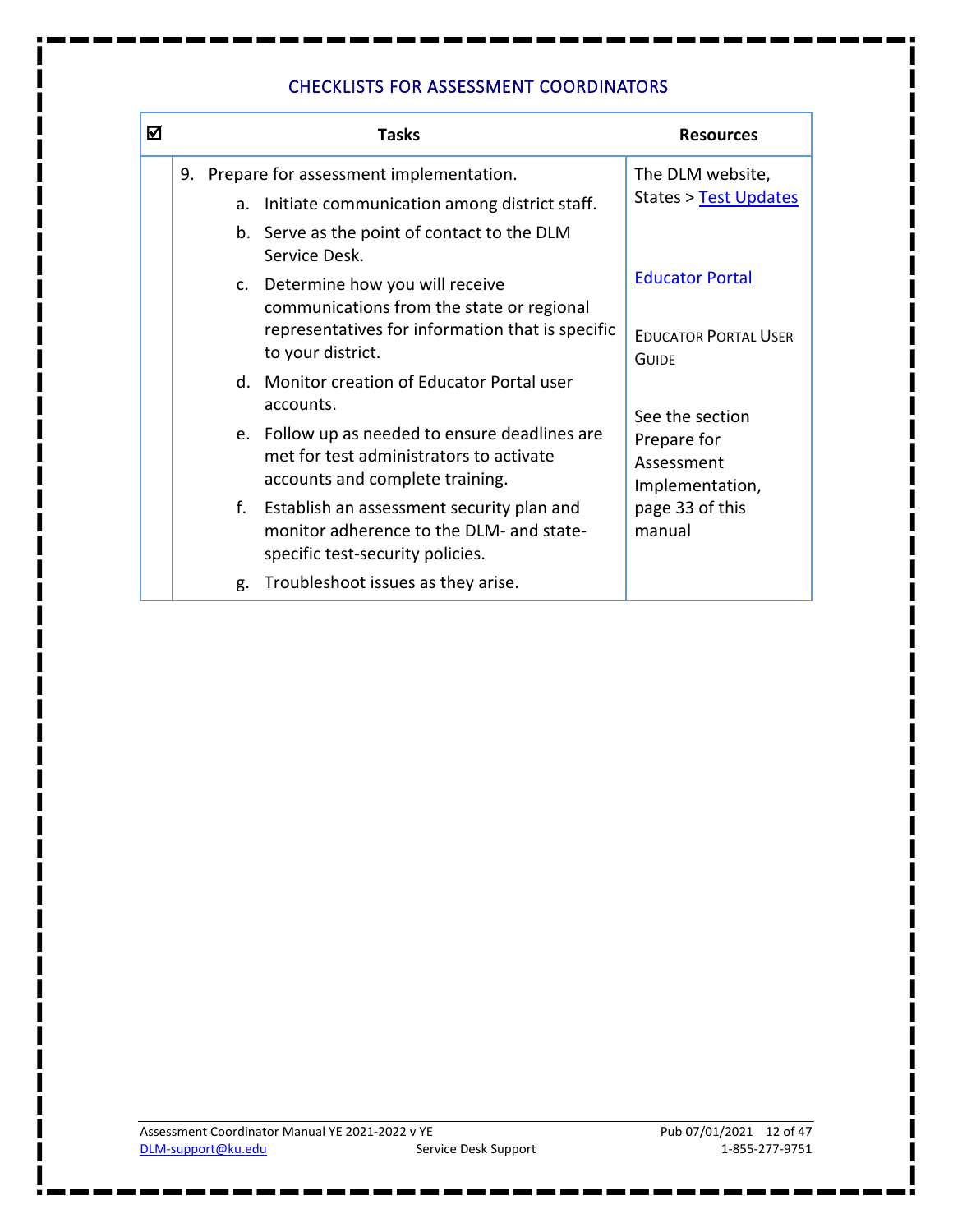## CHECKLISTS FOR ASSESSMENT COORDINATORS

| ☑ | Tasks | Resources |
|---|---|---|
| | 9. Prepare for assessment implementation.<br>a. Initiate communication among district staff.<br>b. Serve as the point of contact to the DLM Service Desk.<br>c. Determine how you will receive communications from the state or regional representatives for information that is specific to your district.<br>d. Monitor creation of Educator Portal user accounts.<br>e. Follow up as needed to ensure deadlines are met for test administrators to activate accounts and complete training.<br>f. Establish an assessment security plan and monitor adherence to the DLM- and state-specific test-security policies.<br>g. Troubleshoot issues as they arise. | The DLM website, States > Test Updates<br><br>Educator Portal<br><br>EDUCATOR PORTAL USER GUIDE<br><br>See the section Prepare for Assessment Implementation, page 33 of this manual |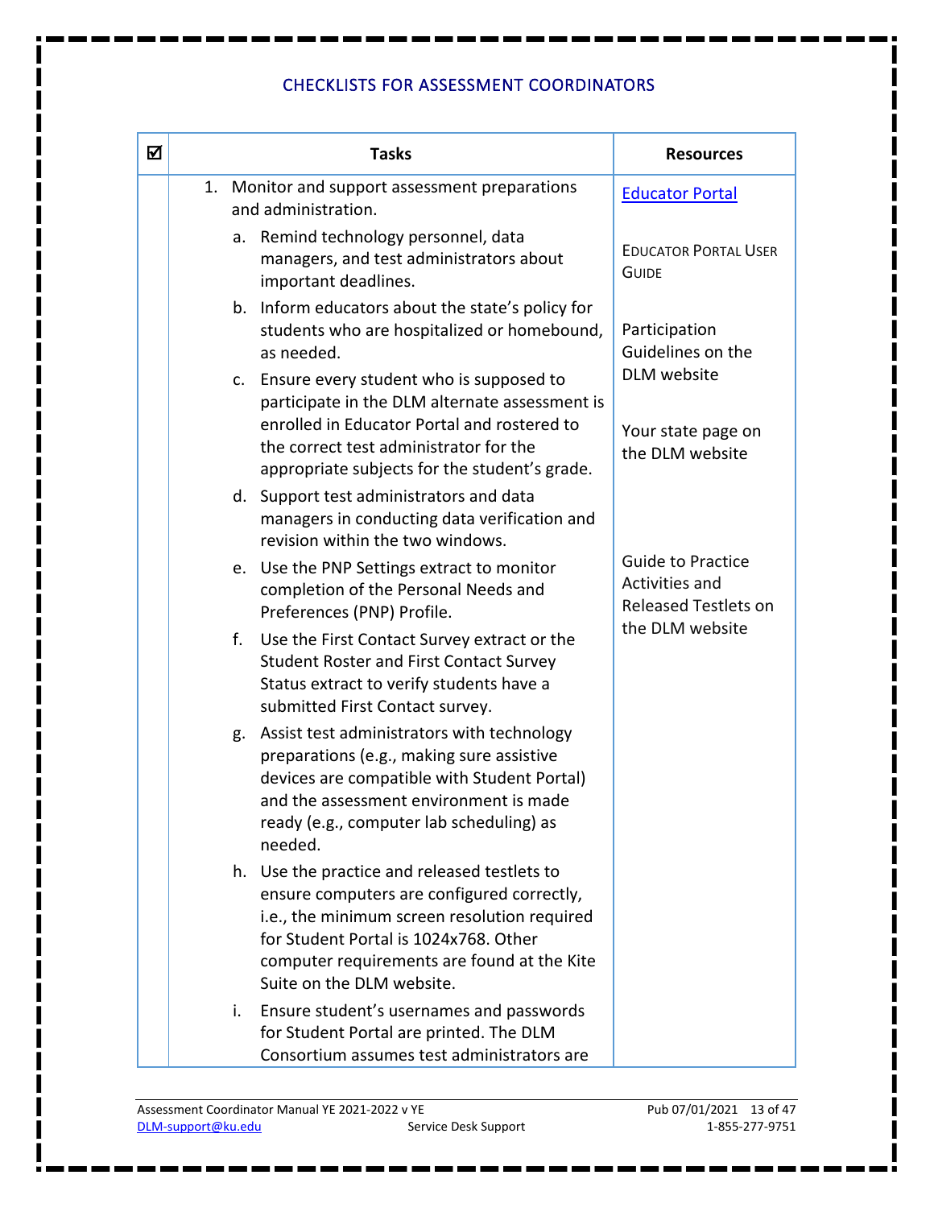## CHECKLISTS FOR ASSESSMENT COORDINATORS

| ☑ | Tasks | Resources |
|---|---|---|
| | 1. Monitor and support assessment preparations and administration.<br>a. Remind technology personnel, data managers, and test administrators about important deadlines.<br>b. Inform educators about the state's policy for students who are hospitalized or homebound, as needed.<br>c. Ensure every student who is supposed to participate in the DLM alternate assessment is enrolled in Educator Portal and rostered to the correct test administrator for the appropriate subjects for the student's grade.<br>d. Support test administrators and data managers in conducting data verification and revision within the two windows.<br>e. Use the PNP Settings extract to monitor completion of the Personal Needs and Preferences (PNP) Profile.<br>f. Use the First Contact Survey extract or the Student Roster and First Contact Survey Status extract to verify students have a submitted First Contact survey.<br>g. Assist test administrators with technology preparations (e.g., making sure assistive devices are compatible with Student Portal) and the assessment environment is made ready (e.g., computer lab scheduling) as needed.<br>h. Use the practice and released testlets to ensure computers are configured correctly, i.e., the minimum screen resolution required for Student Portal is 1024x768. Other computer requirements are found at the Kite Suite on the DLM website.<br>i. Ensure student's usernames and passwords for Student Portal are printed. The DLM Consortium assumes test administrators are | [Educator Portal](#)<br><br>EDUCATOR PORTAL USER GUIDE<br><br>Participation Guidelines on the DLM website<br><br>Your state page on the DLM website<br><br>Guide to Practice Activities and Released Testlets on the DLM website |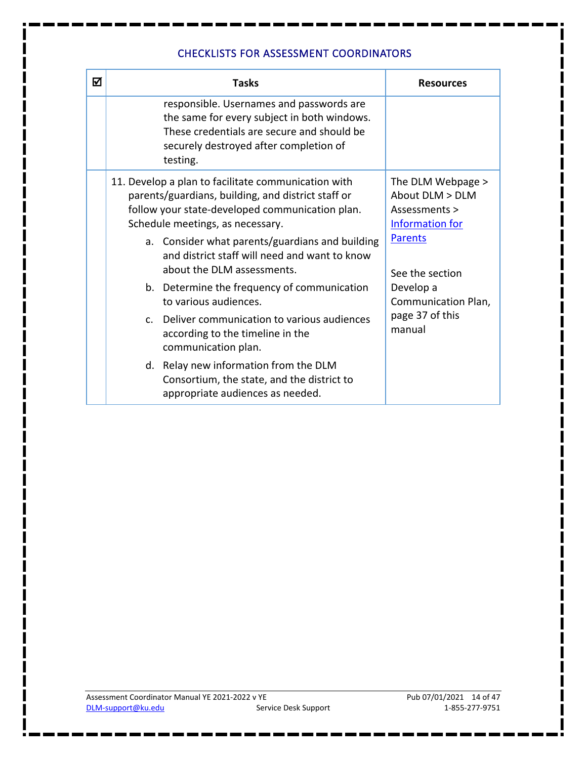## CHECKLISTS FOR ASSESSMENT COORDINATORS

| ☑ | Tasks | Resources |
|---|---|---|
| | responsible. Usernames and passwords are the same for every subject in both windows. These credentials are secure and should be securely destroyed after completion of testing. | |
| | 11. Develop a plan to facilitate communication with parents/guardians, building, and district staff or follow your state-developed communication plan. Schedule meetings, as necessary.<br>a. Consider what parents/guardians and building and district staff will need and want to know about the DLM assessments.<br>b. Determine the frequency of communication to various audiences.<br>c. Deliver communication to various audiences according to the timeline in the communication plan.<br>d. Relay new information from the DLM Consortium, the state, and the district to appropriate audiences as needed. | The DLM Webpage > About DLM > DLM Assessments > Information for Parents<br><br>See the section Develop a Communication Plan, page 37 of this manual |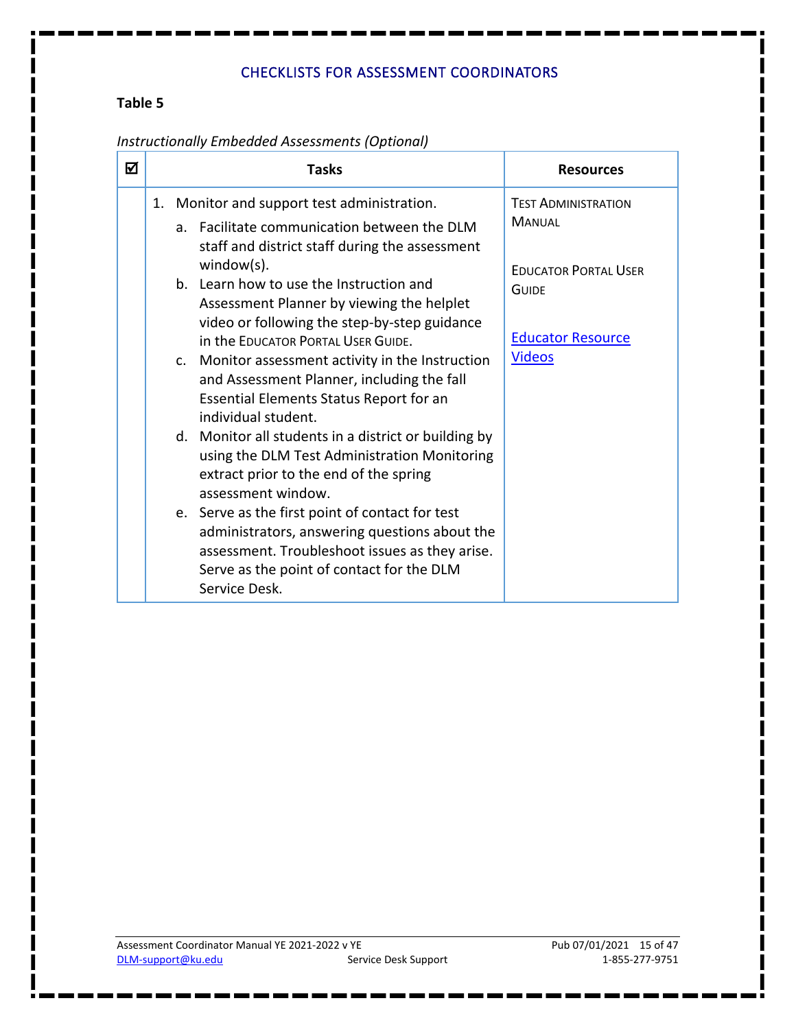## CHECKLISTS FOR ASSESSMENT COORDINATORS

**Table 5**

*Instructionally Embedded Assessments (Optional)*

| ☑ | Tasks | Resources |
|---|---|---|
| | 1. Monitor and support test administration.<br>a. Facilitate communication between the DLM staff and district staff during the assessment window(s).<br>b. Learn how to use the Instruction and Assessment Planner by viewing the helplet video or following the step-by-step guidance in the EDUCATOR PORTAL USER GUIDE.<br>c. Monitor assessment activity in the Instruction and Assessment Planner, including the fall Essential Elements Status Report for an individual student.<br>d. Monitor all students in a district or building by using the DLM Test Administration Monitoring extract prior to the end of the spring assessment window.<br>e. Serve as the first point of contact for test administrators, answering questions about the assessment. Troubleshoot issues as they arise. Serve as the point of contact for the DLM Service Desk. | TEST ADMINISTRATION MANUAL<br><br>EDUCATOR PORTAL USER GUIDE<br><br>Educator Resource Videos |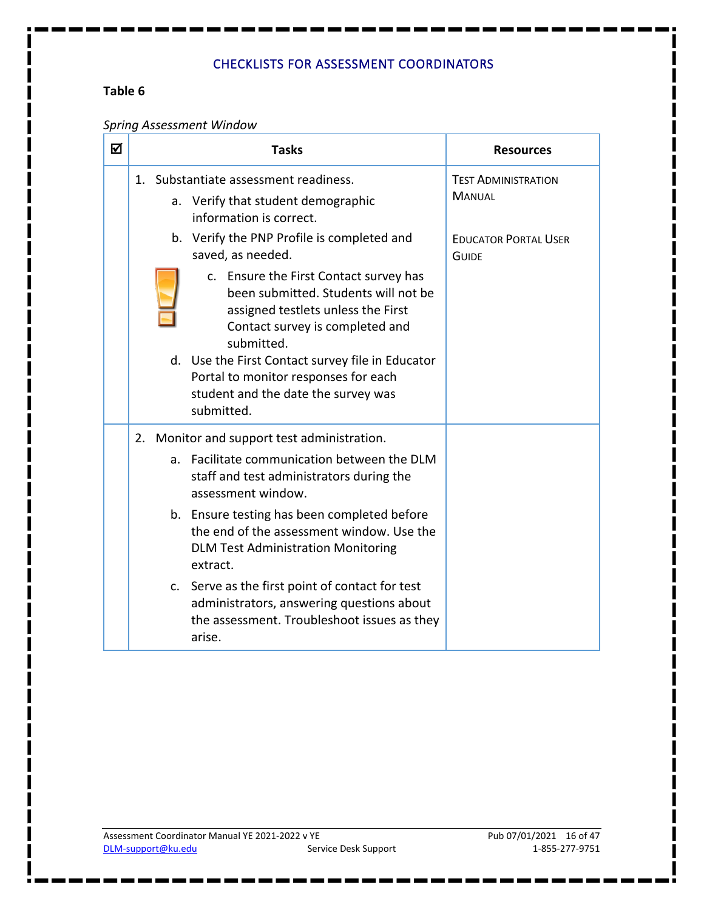## CHECKLISTS FOR ASSESSMENT COORDINATORS

**Table 6**

*Spring Assessment Window*

| ☑ | Tasks | Resources |
|---|---|---|
| | 1. Substantiate assessment readiness.<br>a. Verify that student demographic information is correct.<br>b. Verify the PNP Profile is completed and saved, as needed.<br>c. Ensure the First Contact survey has been submitted. Students will not be assigned testlets unless the First Contact survey is completed and submitted.<br>d. Use the First Contact survey file in Educator Portal to monitor responses for each student and the date the survey was submitted. | TEST ADMINISTRATION MANUAL<br><br>EDUCATOR PORTAL USER GUIDE |
| | 2. Monitor and support test administration.<br>a. Facilitate communication between the DLM staff and test administrators during the assessment window.<br>b. Ensure testing has been completed before the end of the assessment window. Use the DLM Test Administration Monitoring extract.<br>c. Serve as the first point of contact for test administrators, answering questions about the assessment. Troubleshoot issues as they arise. | |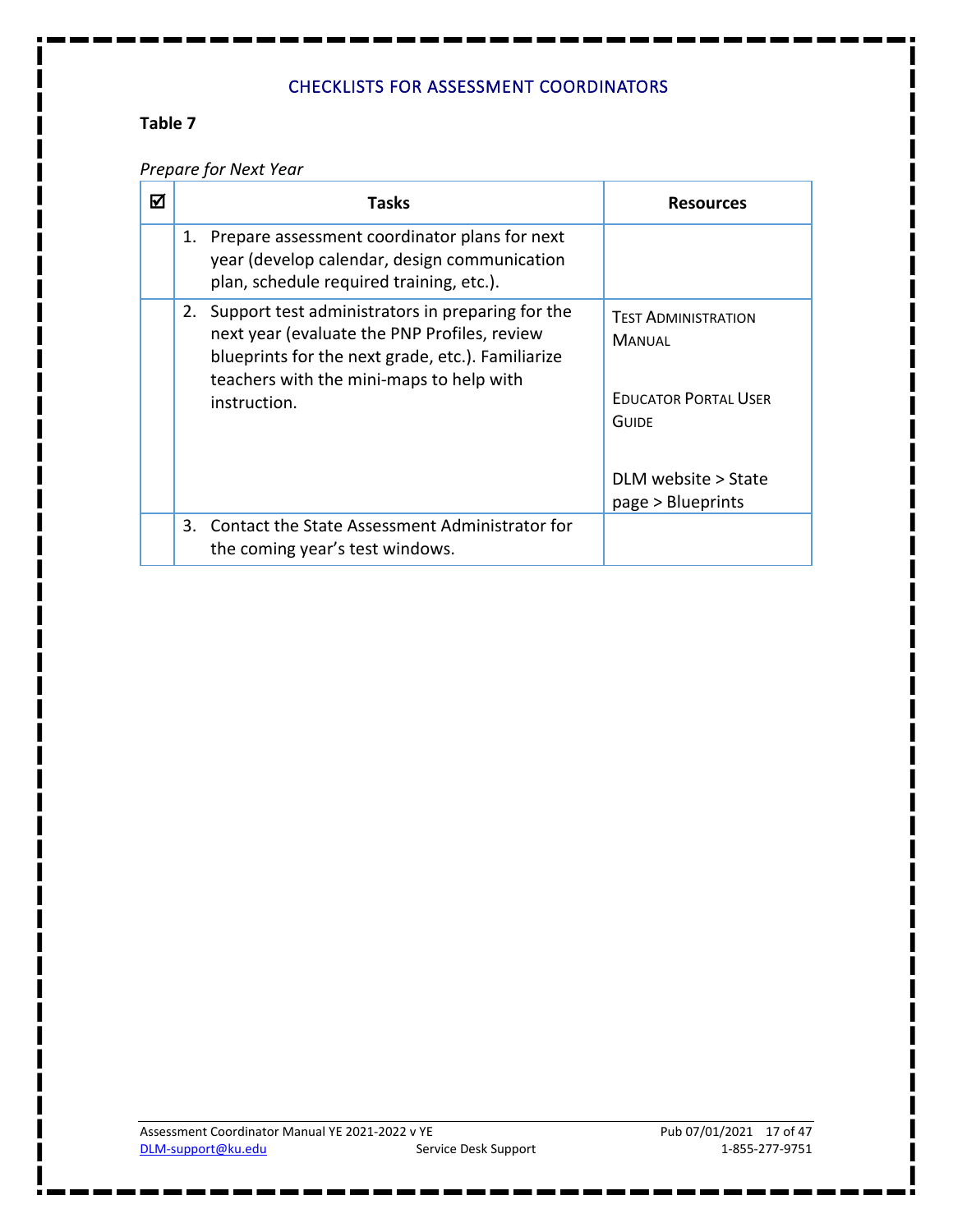## CHECKLISTS FOR ASSESSMENT COORDINATORS

**Table 7**

*Prepare for Next Year*

| ☑ | Tasks | Resources |
|---|---|---|
| | 1. Prepare assessment coordinator plans for next year (develop calendar, design communication plan, schedule required training, etc.). | |
| | 2. Support test administrators in preparing for the next year (evaluate the PNP Profiles, review blueprints for the next grade, etc.). Familiarize teachers with the mini-maps to help with instruction. | TEST ADMINISTRATION MANUAL<br><br>EDUCATOR PORTAL USER GUIDE<br><br>DLM website > State page > Blueprints |
| | 3. Contact the State Assessment Administrator for the coming year's test windows. | |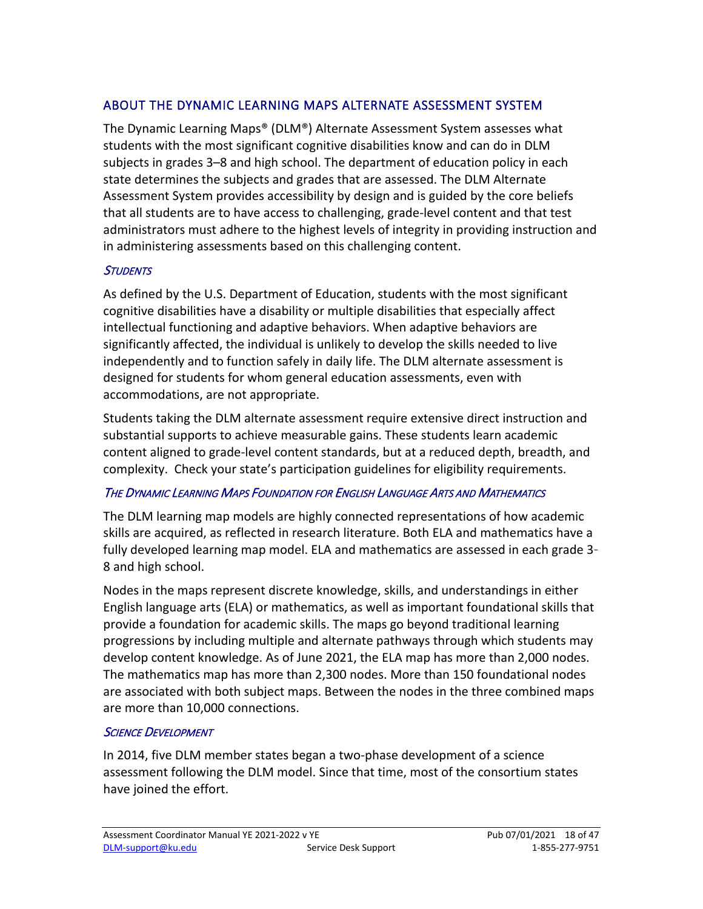## ABOUT THE DYNAMIC LEARNING MAPS ALTERNATE ASSESSMENT SYSTEM

The Dynamic Learning Maps® (DLM®) Alternate Assessment System assesses what students with the most significant cognitive disabilities know and can do in DLM subjects in grades 3–8 and high school. The department of education policy in each state determines the subjects and grades that are assessed. The DLM Alternate Assessment System provides accessibility by design and is guided by the core beliefs that all students are to have access to challenging, grade-level content and that test administrators must adhere to the highest levels of integrity in providing instruction and in administering assessments based on this challenging content.

### *Students*

As defined by the U.S. Department of Education, students with the most significant cognitive disabilities have a disability or multiple disabilities that especially affect intellectual functioning and adaptive behaviors. When adaptive behaviors are significantly affected, the individual is unlikely to develop the skills needed to live independently and to function safely in daily life. The DLM alternate assessment is designed for students for whom general education assessments, even with accommodations, are not appropriate.

Students taking the DLM alternate assessment require extensive direct instruction and substantial supports to achieve measurable gains. These students learn academic content aligned to grade-level content standards, but at a reduced depth, breadth, and complexity. Check your state's participation guidelines for eligibility requirements.

### *The Dynamic Learning Maps Foundation for English Language Arts and Mathematics*

The DLM learning map models are highly connected representations of how academic skills are acquired, as reflected in research literature. Both ELA and mathematics have a fully developed learning map model. ELA and mathematics are assessed in each grade 3-8 and high school.

Nodes in the maps represent discrete knowledge, skills, and understandings in either English language arts (ELA) or mathematics, as well as important foundational skills that provide a foundation for academic skills. The maps go beyond traditional learning progressions by including multiple and alternate pathways through which students may develop content knowledge. As of June 2021, the ELA map has more than 2,000 nodes. The mathematics map has more than 2,300 nodes. More than 150 foundational nodes are associated with both subject maps. Between the nodes in the three combined maps are more than 10,000 connections.

### *Science Development*

In 2014, five DLM member states began a two-phase development of a science assessment following the DLM model. Since that time, most of the consortium states have joined the effort.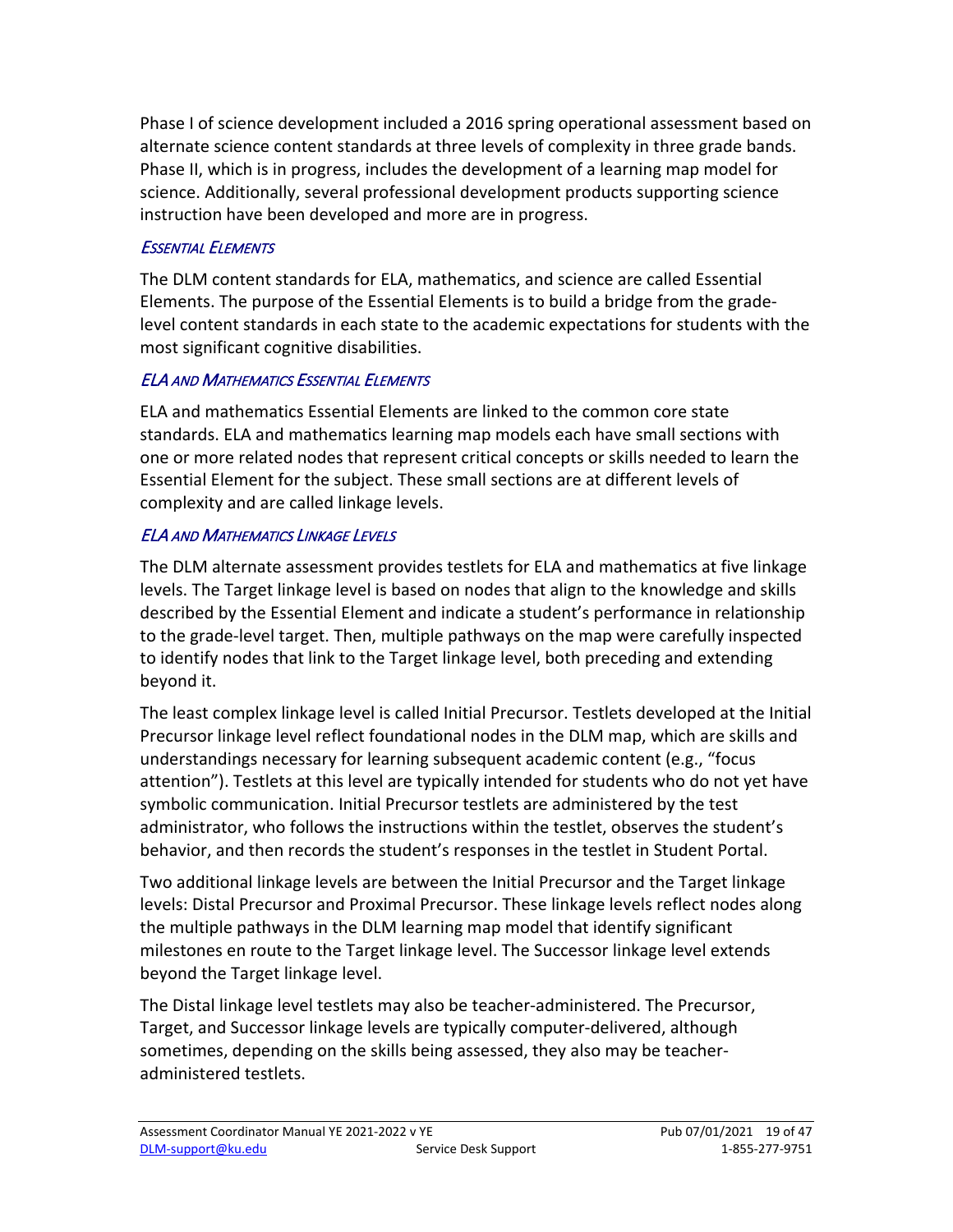Phase I of science development included a 2016 spring operational assessment based on alternate science content standards at three levels of complexity in three grade bands. Phase II, which is in progress, includes the development of a learning map model for science. Additionally, several professional development products supporting science instruction have been developed and more are in progress.

### *Essential Elements*

The DLM content standards for ELA, mathematics, and science are called Essential Elements. The purpose of the Essential Elements is to build a bridge from the grade-level content standards in each state to the academic expectations for students with the most significant cognitive disabilities.

### *ELA and Mathematics Essential Elements*

ELA and mathematics Essential Elements are linked to the common core state standards. ELA and mathematics learning map models each have small sections with one or more related nodes that represent critical concepts or skills needed to learn the Essential Element for the subject. These small sections are at different levels of complexity and are called linkage levels.

### *ELA and Mathematics Linkage Levels*

The DLM alternate assessment provides testlets for ELA and mathematics at five linkage levels. The Target linkage level is based on nodes that align to the knowledge and skills described by the Essential Element and indicate a student's performance in relationship to the grade-level target. Then, multiple pathways on the map were carefully inspected to identify nodes that link to the Target linkage level, both preceding and extending beyond it.

The least complex linkage level is called Initial Precursor. Testlets developed at the Initial Precursor linkage level reflect foundational nodes in the DLM map, which are skills and understandings necessary for learning subsequent academic content (e.g., "focus attention"). Testlets at this level are typically intended for students who do not yet have symbolic communication. Initial Precursor testlets are administered by the test administrator, who follows the instructions within the testlet, observes the student's behavior, and then records the student's responses in the testlet in Student Portal.

Two additional linkage levels are between the Initial Precursor and the Target linkage levels: Distal Precursor and Proximal Precursor. These linkage levels reflect nodes along the multiple pathways in the DLM learning map model that identify significant milestones en route to the Target linkage level. The Successor linkage level extends beyond the Target linkage level.

The Distal linkage level testlets may also be teacher-administered. The Precursor, Target, and Successor linkage levels are typically computer-delivered, although sometimes, depending on the skills being assessed, they also may be teacher-administered testlets.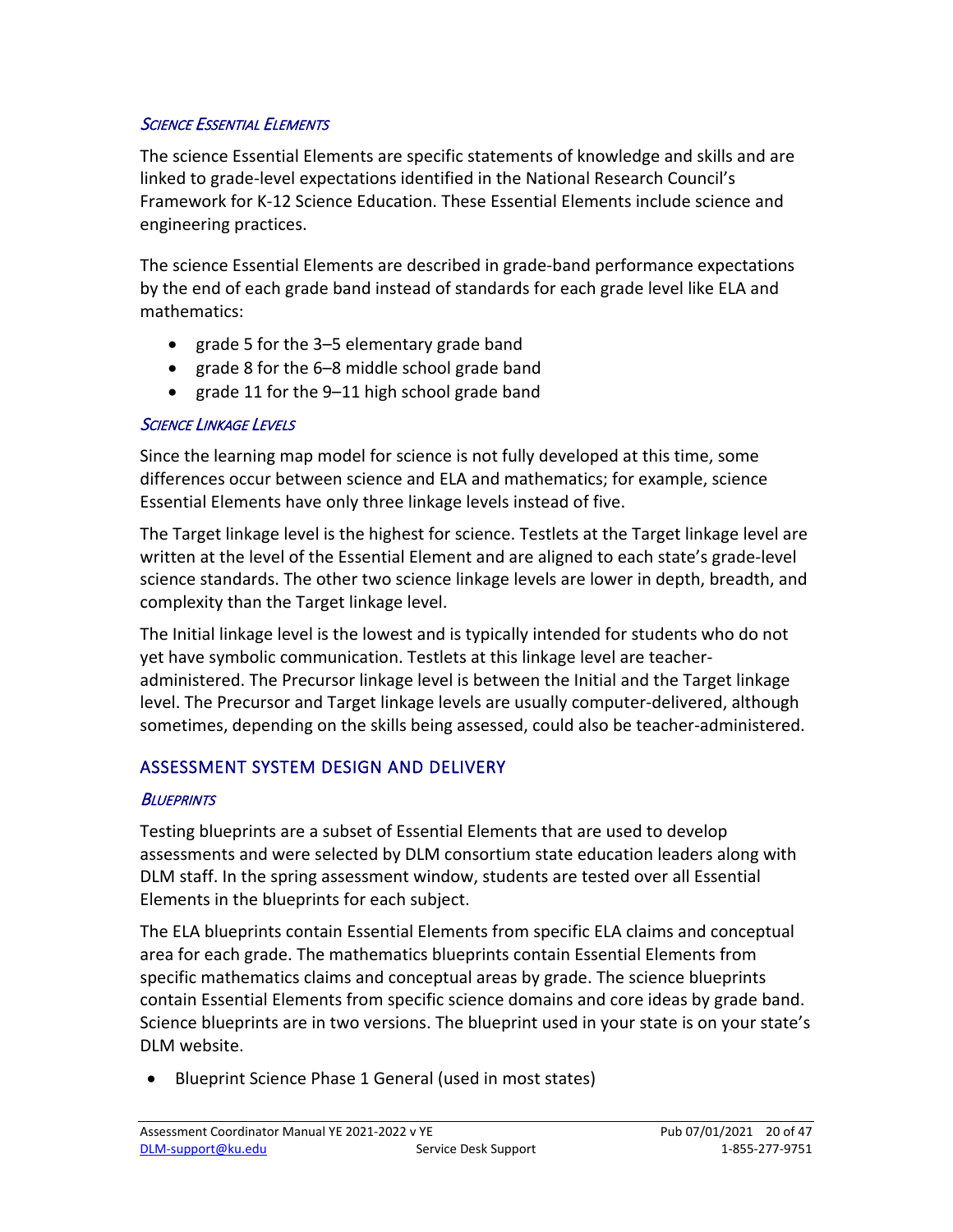### *Science Essential Elements*

The science Essential Elements are specific statements of knowledge and skills and are linked to grade-level expectations identified in the National Research Council's Framework for K-12 Science Education. These Essential Elements include science and engineering practices.

The science Essential Elements are described in grade-band performance expectations by the end of each grade band instead of standards for each grade level like ELA and mathematics:

- grade 5 for the 3–5 elementary grade band
- grade 8 for the 6–8 middle school grade band
- grade 11 for the 9–11 high school grade band

### *Science Linkage Levels*

Since the learning map model for science is not fully developed at this time, some differences occur between science and ELA and mathematics; for example, science Essential Elements have only three linkage levels instead of five.

The Target linkage level is the highest for science. Testlets at the Target linkage level are written at the level of the Essential Element and are aligned to each state's grade-level science standards. The other two science linkage levels are lower in depth, breadth, and complexity than the Target linkage level.

The Initial linkage level is the lowest and is typically intended for students who do not yet have symbolic communication. Testlets at this linkage level are teacher-administered. The Precursor linkage level is between the Initial and the Target linkage level. The Precursor and Target linkage levels are usually computer-delivered, although sometimes, depending on the skills being assessed, could also be teacher-administered.

## ASSESSMENT SYSTEM DESIGN AND DELIVERY

### *Blueprints*

Testing blueprints are a subset of Essential Elements that are used to develop assessments and were selected by DLM consortium state education leaders along with DLM staff. In the spring assessment window, students are tested over all Essential Elements in the blueprints for each subject.

The ELA blueprints contain Essential Elements from specific ELA claims and conceptual area for each grade. The mathematics blueprints contain Essential Elements from specific mathematics claims and conceptual areas by grade. The science blueprints contain Essential Elements from specific science domains and core ideas by grade band. Science blueprints are in two versions. The blueprint used in your state is on your state's DLM website.

- Blueprint Science Phase 1 General (used in most states)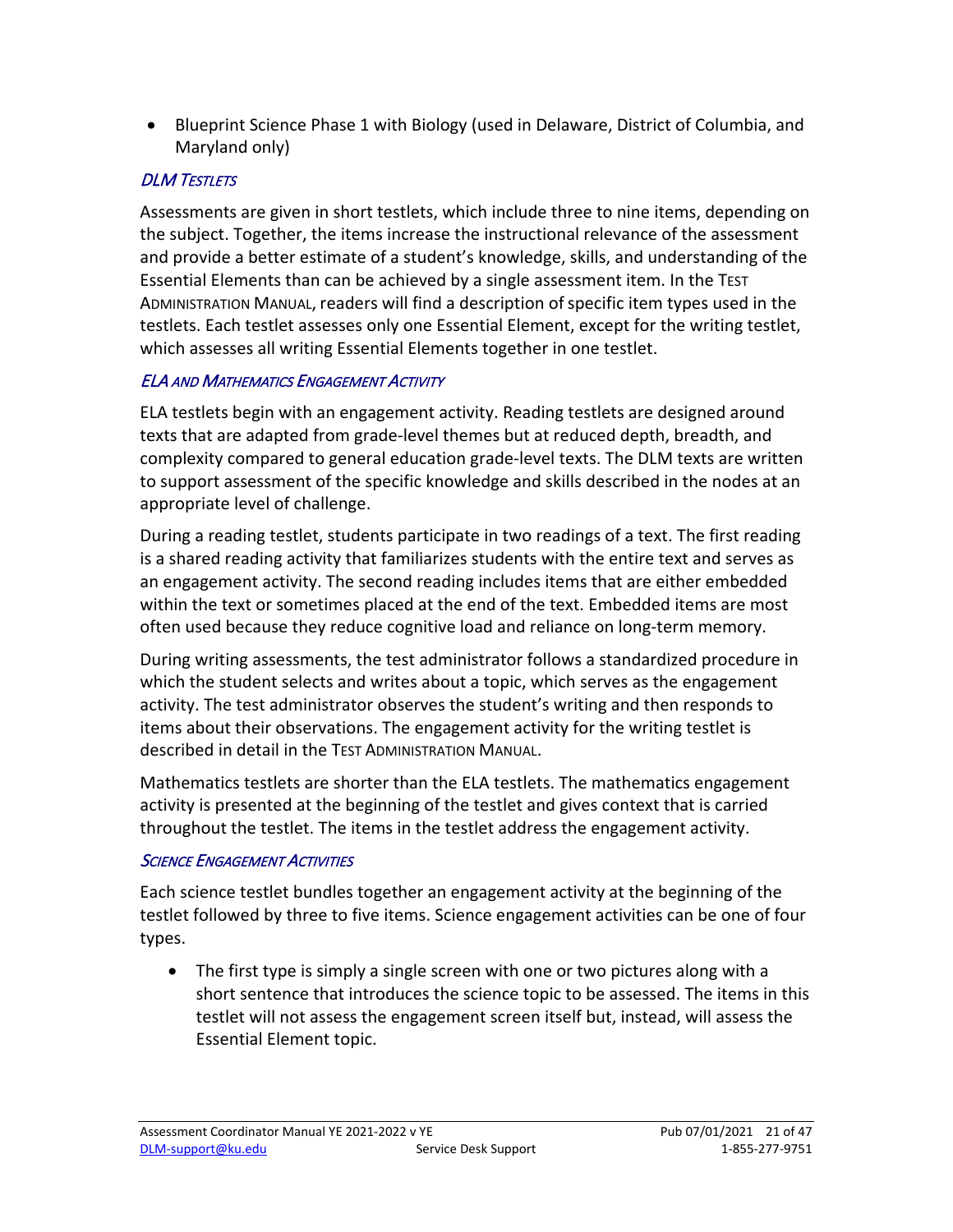- Blueprint Science Phase 1 with Biology (used in Delaware, District of Columbia, and Maryland only)

### *DLM Testlets*

Assessments are given in short testlets, which include three to nine items, depending on the subject. Together, the items increase the instructional relevance of the assessment and provide a better estimate of a student's knowledge, skills, and understanding of the Essential Elements than can be achieved by a single assessment item. In the Test Administration Manual, readers will find a description of specific item types used in the testlets. Each testlet assesses only one Essential Element, except for the writing testlet, which assesses all writing Essential Elements together in one testlet.

### *ELA and Mathematics Engagement Activity*

ELA testlets begin with an engagement activity. Reading testlets are designed around texts that are adapted from grade-level themes but at reduced depth, breadth, and complexity compared to general education grade-level texts. The DLM texts are written to support assessment of the specific knowledge and skills described in the nodes at an appropriate level of challenge.

During a reading testlet, students participate in two readings of a text. The first reading is a shared reading activity that familiarizes students with the entire text and serves as an engagement activity. The second reading includes items that are either embedded within the text or sometimes placed at the end of the text. Embedded items are most often used because they reduce cognitive load and reliance on long-term memory.

During writing assessments, the test administrator follows a standardized procedure in which the student selects and writes about a topic, which serves as the engagement activity. The test administrator observes the student's writing and then responds to items about their observations. The engagement activity for the writing testlet is described in detail in the Test Administration Manual.

Mathematics testlets are shorter than the ELA testlets. The mathematics engagement activity is presented at the beginning of the testlet and gives context that is carried throughout the testlet. The items in the testlet address the engagement activity.

### *Science Engagement Activities*

Each science testlet bundles together an engagement activity at the beginning of the testlet followed by three to five items. Science engagement activities can be one of four types.

- The first type is simply a single screen with one or two pictures along with a short sentence that introduces the science topic to be assessed. The items in this testlet will not assess the engagement screen itself but, instead, will assess the Essential Element topic.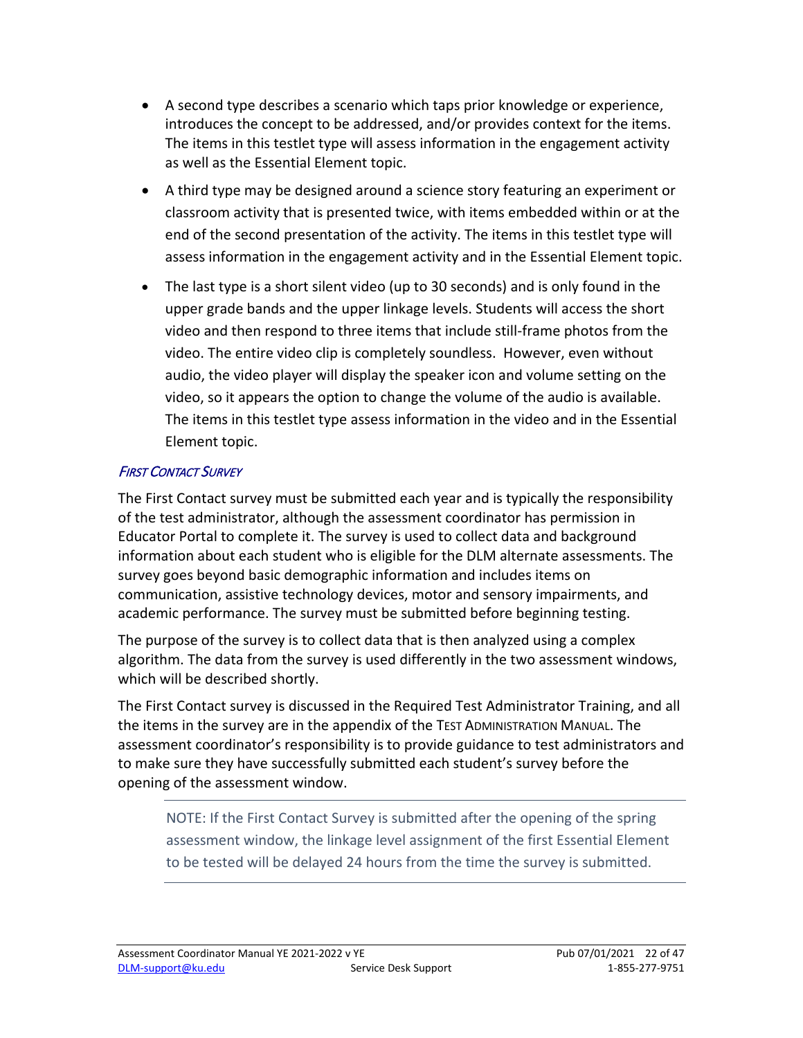- A second type describes a scenario which taps prior knowledge or experience, introduces the concept to be addressed, and/or provides context for the items. The items in this testlet type will assess information in the engagement activity as well as the Essential Element topic.
- A third type may be designed around a science story featuring an experiment or classroom activity that is presented twice, with items embedded within or at the end of the second presentation of the activity. The items in this testlet type will assess information in the engagement activity and in the Essential Element topic.
- The last type is a short silent video (up to 30 seconds) and is only found in the upper grade bands and the upper linkage levels. Students will access the short video and then respond to three items that include still-frame photos from the video. The entire video clip is completely soundless. However, even without audio, the video player will display the speaker icon and volume setting on the video, so it appears the option to change the volume of the audio is available. The items in this testlet type assess information in the video and in the Essential Element topic.

### *First Contact Survey*

The First Contact survey must be submitted each year and is typically the responsibility of the test administrator, although the assessment coordinator has permission in Educator Portal to complete it. The survey is used to collect data and background information about each student who is eligible for the DLM alternate assessments. The survey goes beyond basic demographic information and includes items on communication, assistive technology devices, motor and sensory impairments, and academic performance. The survey must be submitted before beginning testing.

The purpose of the survey is to collect data that is then analyzed using a complex algorithm. The data from the survey is used differently in the two assessment windows, which will be described shortly.

The First Contact survey is discussed in the Required Test Administrator Training, and all the items in the survey are in the appendix of the TEST ADMINISTRATION MANUAL. The assessment coordinator's responsibility is to provide guidance to test administrators and to make sure they have successfully submitted each student's survey before the opening of the assessment window.

> NOTE: If the First Contact Survey is submitted after the opening of the spring assessment window, the linkage level assignment of the first Essential Element to be tested will be delayed 24 hours from the time the survey is submitted.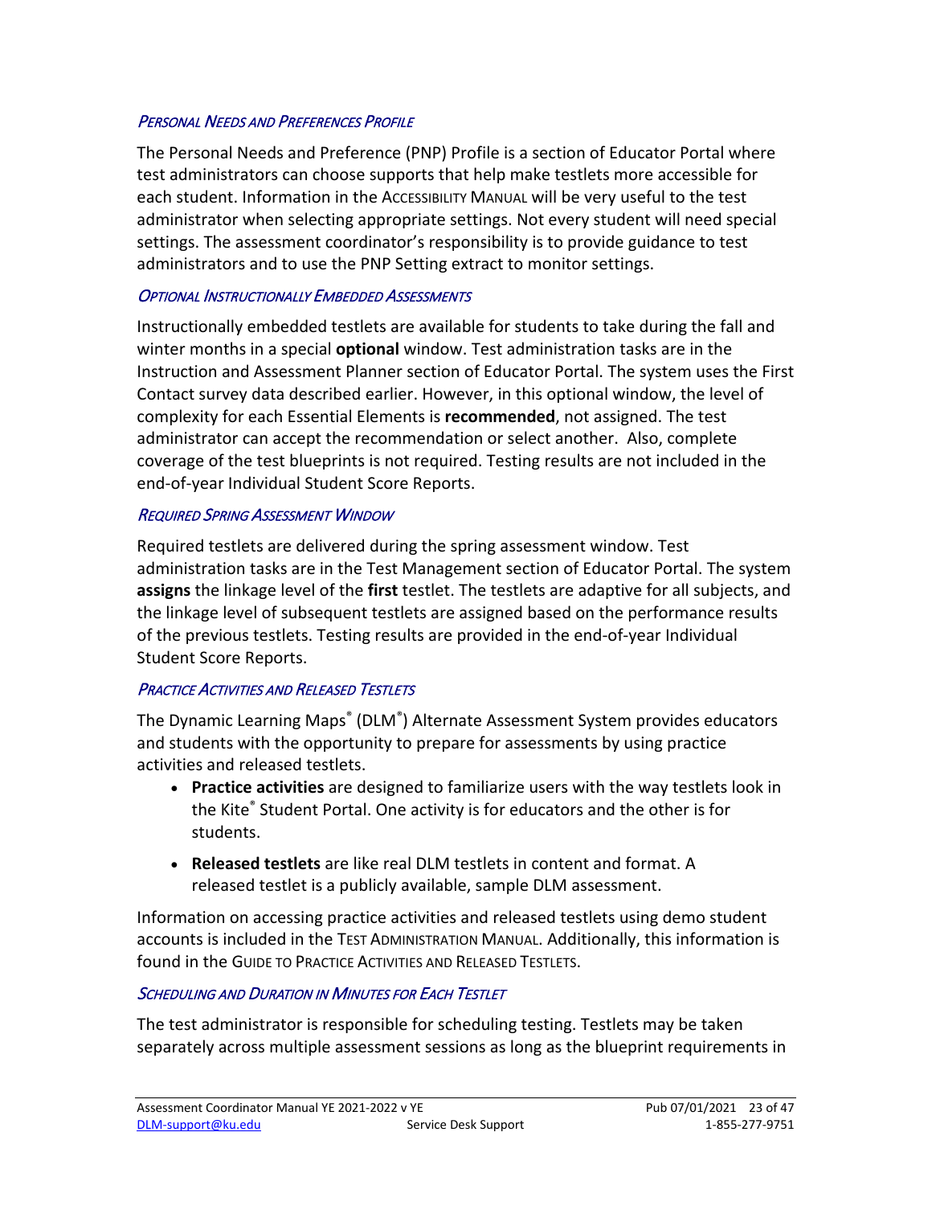#### *Personal Needs and Preferences Profile*

The Personal Needs and Preference (PNP) Profile is a section of Educator Portal where test administrators can choose supports that help make testlets more accessible for each student. Information in the ACCESSIBILITY MANUAL will be very useful to the test administrator when selecting appropriate settings. Not every student will need special settings. The assessment coordinator's responsibility is to provide guidance to test administrators and to use the PNP Setting extract to monitor settings.

#### *Optional Instructionally Embedded Assessments*

Instructionally embedded testlets are available for students to take during the fall and winter months in a special **optional** window. Test administration tasks are in the Instruction and Assessment Planner section of Educator Portal. The system uses the First Contact survey data described earlier. However, in this optional window, the level of complexity for each Essential Elements is **recommended**, not assigned. The test administrator can accept the recommendation or select another. Also, complete coverage of the test blueprints is not required. Testing results are not included in the end-of-year Individual Student Score Reports.

#### *Required Spring Assessment Window*

Required testlets are delivered during the spring assessment window. Test administration tasks are in the Test Management section of Educator Portal. The system **assigns** the linkage level of the **first** testlet. The testlets are adaptive for all subjects, and the linkage level of subsequent testlets are assigned based on the performance results of the previous testlets. Testing results are provided in the end-of-year Individual Student Score Reports.

#### *Practice Activities and Released Testlets*

The Dynamic Learning Maps® (DLM®) Alternate Assessment System provides educators and students with the opportunity to prepare for assessments by using practice activities and released testlets.

- **Practice activities** are designed to familiarize users with the way testlets look in the Kite® Student Portal. One activity is for educators and the other is for students.
- **Released testlets** are like real DLM testlets in content and format. A released testlet is a publicly available, sample DLM assessment.

Information on accessing practice activities and released testlets using demo student accounts is included in the TEST ADMINISTRATION MANUAL. Additionally, this information is found in the GUIDE TO PRACTICE ACTIVITIES AND RELEASED TESTLETS.

#### *Scheduling and Duration in Minutes for Each Testlet*

The test administrator is responsible for scheduling testing. Testlets may be taken separately across multiple assessment sessions as long as the blueprint requirements in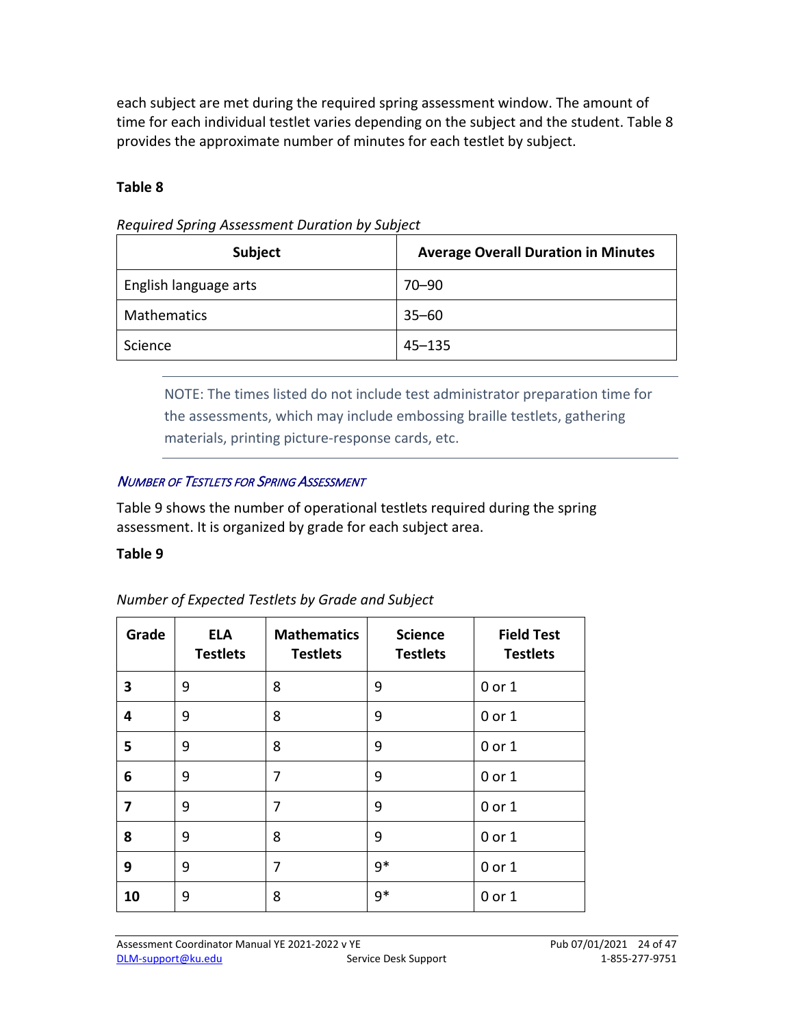each subject are met during the required spring assessment window. The amount of time for each individual testlet varies depending on the subject and the student. Table 8 provides the approximate number of minutes for each testlet by subject.

**Table 8**

*Required Spring Assessment Duration by Subject*

| Subject | Average Overall Duration in Minutes |
| --- | --- |
| English language arts | 70–90 |
| Mathematics | 35–60 |
| Science | 45–135 |

> NOTE: The times listed do not include test administrator preparation time for the assessments, which may include embossing braille testlets, gathering materials, printing picture-response cards, etc.

### *Number of Testlets for Spring Assessment*

Table 9 shows the number of operational testlets required during the spring assessment. It is organized by grade for each subject area.

**Table 9**

*Number of Expected Testlets by Grade and Subject*

| Grade | ELA Testlets | Mathematics Testlets | Science Testlets | Field Test Testlets |
| --- | --- | --- | --- | --- |
| **3** | 9 | 8 | 9 | 0 or 1 |
| **4** | 9 | 8 | 9 | 0 or 1 |
| **5** | 9 | 8 | 9 | 0 or 1 |
| **6** | 9 | 7 | 9 | 0 or 1 |
| **7** | 9 | 7 | 9 | 0 or 1 |
| **8** | 9 | 8 | 9 | 0 or 1 |
| **9** | 9 | 7 | 9* | 0 or 1 |
| **10** | 9 | 8 | 9* | 0 or 1 |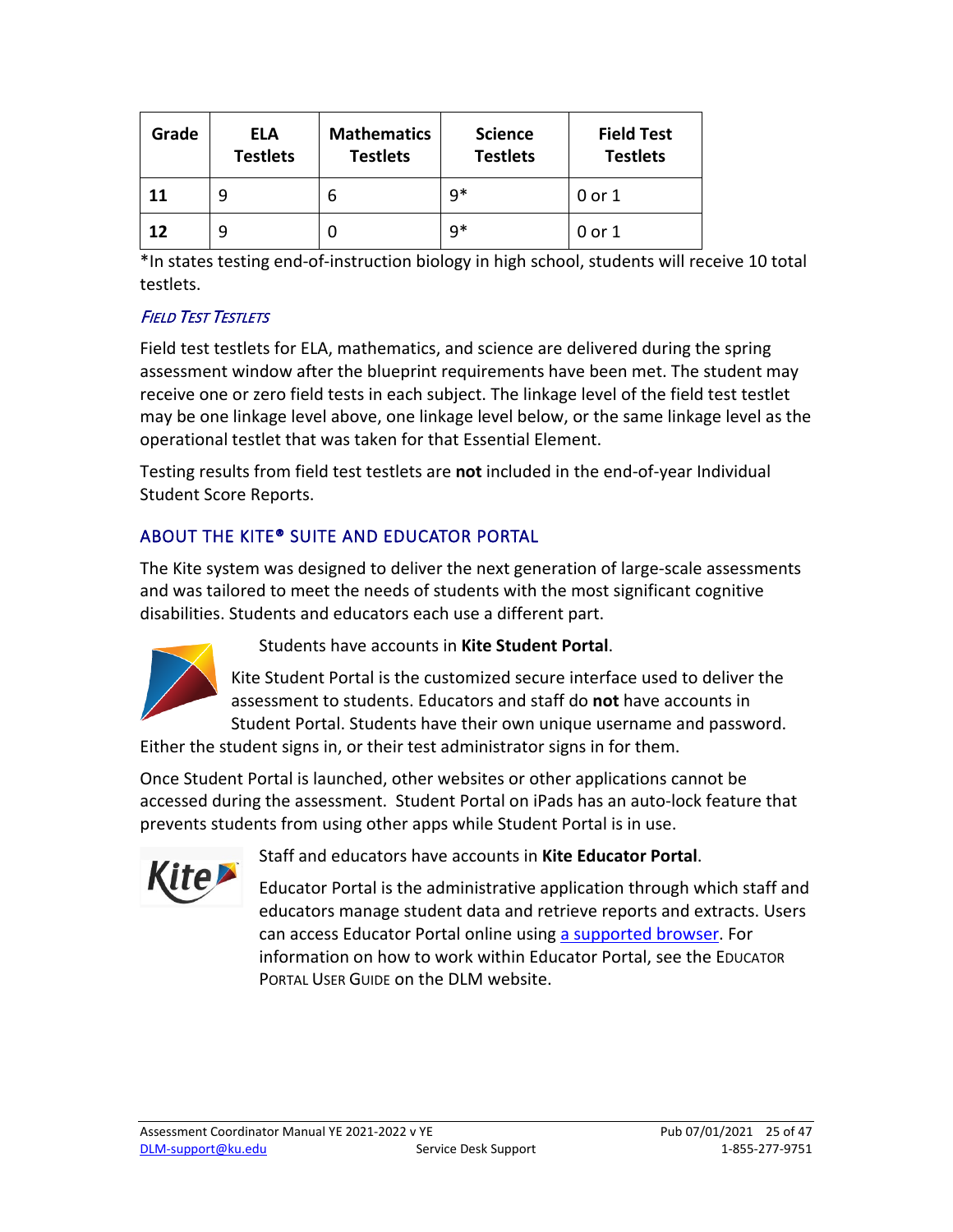| Grade | ELA Testlets | Mathematics Testlets | Science Testlets | Field Test Testlets |
|---|---|---|---|---|
| **11** | 9 | 6 | 9* | 0 or 1 |
| **12** | 9 | 0 | 9* | 0 or 1 |

*In states testing end-of-instruction biology in high school, students will receive 10 total testlets.

### *Field Test Testlets*

Field test testlets for ELA, mathematics, and science are delivered during the spring assessment window after the blueprint requirements have been met. The student may receive one or zero field tests in each subject. The linkage level of the field test testlet may be one linkage level above, one linkage level below, or the same linkage level as the operational testlet that was taken for that Essential Element.

Testing results from field test testlets are **not** included in the end-of-year Individual Student Score Reports.

## About the Kite® Suite and Educator Portal

The Kite system was designed to deliver the next generation of large-scale assessments and was tailored to meet the needs of students with the most significant cognitive disabilities. Students and educators each use a different part.

Students have accounts in **Kite Student Portal**.

Kite Student Portal is the customized secure interface used to deliver the assessment to students. Educators and staff do **not** have accounts in Student Portal. Students have their own unique username and password. Either the student signs in, or their test administrator signs in for them.

Once Student Portal is launched, other websites or other applications cannot be accessed during the assessment. Student Portal on iPads has an auto-lock feature that prevents students from using other apps while Student Portal is in use.

Staff and educators have accounts in **Kite Educator Portal**.

Educator Portal is the administrative application through which staff and educators manage student data and retrieve reports and extracts. Users can access Educator Portal online using a supported browser. For information on how to work within Educator Portal, see the EDUCATOR PORTAL USER GUIDE on the DLM website.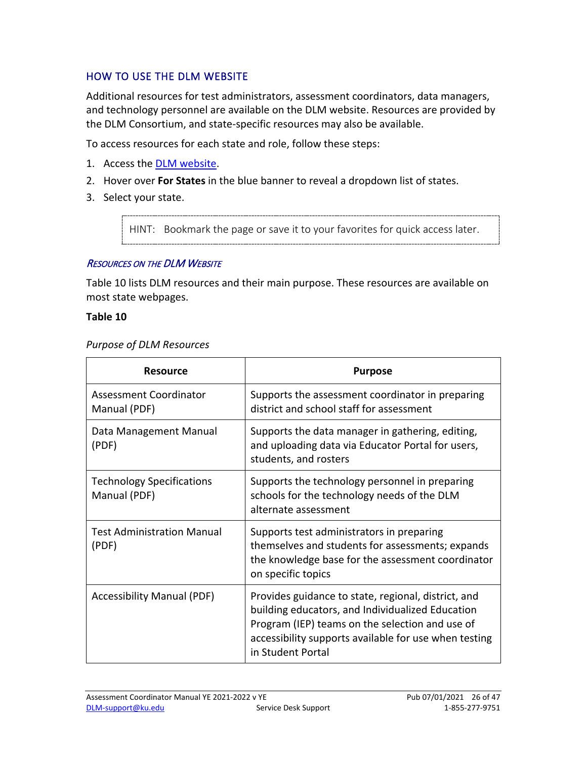## HOW TO USE THE DLM WEBSITE

Additional resources for test administrators, assessment coordinators, data managers, and technology personnel are available on the DLM website. Resources are provided by the DLM Consortium, and state-specific resources may also be available.

To access resources for each state and role, follow these steps:

1. Access the DLM website.
2. Hover over **For States** in the blue banner to reveal a dropdown list of states.
3. Select your state.

> HINT: Bookmark the page or save it to your favorites for quick access later.

### *Resources on the DLM Website*

Table 10 lists DLM resources and their main purpose. These resources are available on most state webpages.

**Table 10**

*Purpose of DLM Resources*

| Resource | Purpose |
| --- | --- |
| Assessment Coordinator Manual (PDF) | Supports the assessment coordinator in preparing district and school staff for assessment |
| Data Management Manual (PDF) | Supports the data manager in gathering, editing, and uploading data via Educator Portal for users, students, and rosters |
| Technology Specifications Manual (PDF) | Supports the technology personnel in preparing schools for the technology needs of the DLM alternate assessment |
| Test Administration Manual (PDF) | Supports test administrators in preparing themselves and students for assessments; expands the knowledge base for the assessment coordinator on specific topics |
| Accessibility Manual (PDF) | Provides guidance to state, regional, district, and building educators, and Individualized Education Program (IEP) teams on the selection and use of accessibility supports available for use when testing in Student Portal |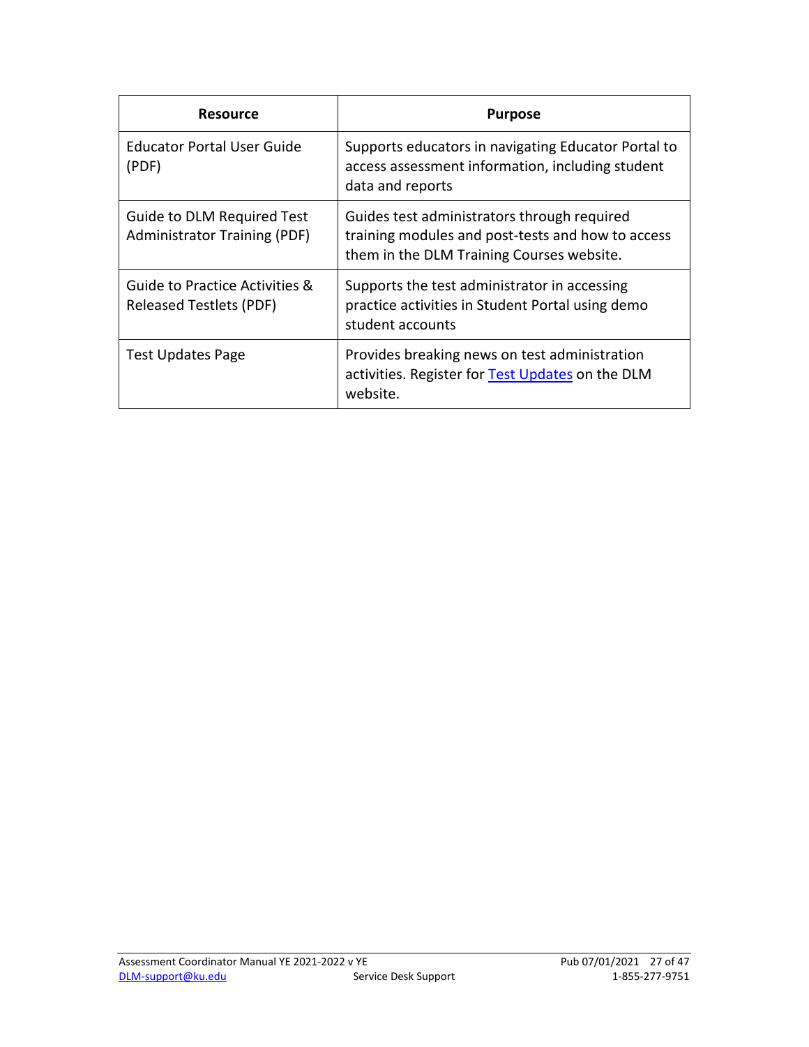| Resource | Purpose |
| --- | --- |
| Educator Portal User Guide (PDF) | Supports educators in navigating Educator Portal to access assessment information, including student data and reports |
| Guide to DLM Required Test Administrator Training (PDF) | Guides test administrators through required training modules and post-tests and how to access them in the DLM Training Courses website. |
| Guide to Practice Activities & Released Testlets (PDF) | Supports the test administrator in accessing practice activities in Student Portal using demo student accounts |
| Test Updates Page | Provides breaking news on test administration activities. Register for Test Updates on the DLM website. |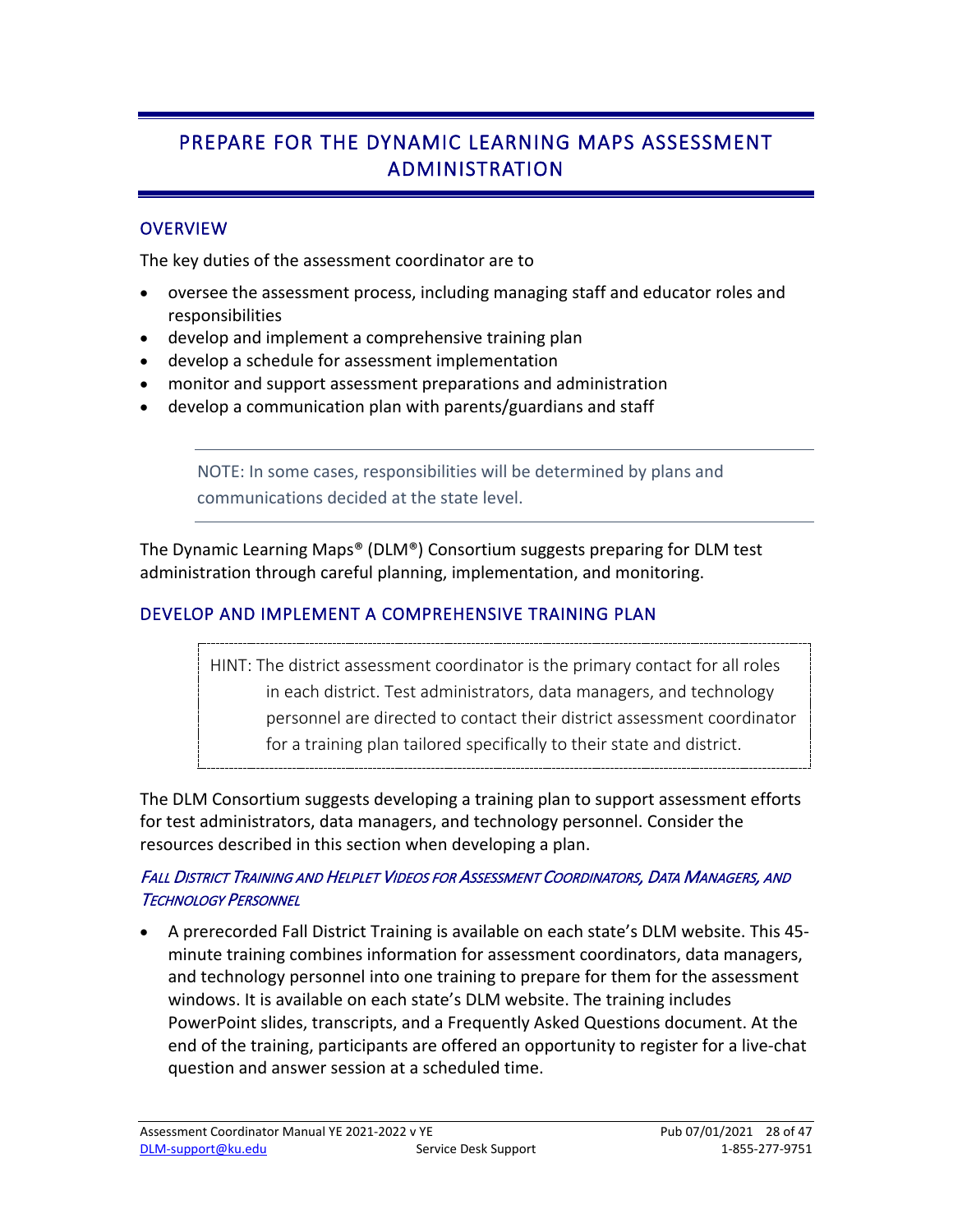# PREPARE FOR THE DYNAMIC LEARNING MAPS ASSESSMENT ADMINISTRATION

## OVERVIEW

The key duties of the assessment coordinator are to

- oversee the assessment process, including managing staff and educator roles and responsibilities
- develop and implement a comprehensive training plan
- develop a schedule for assessment implementation
- monitor and support assessment preparations and administration
- develop a communication plan with parents/guardians and staff

> NOTE: In some cases, responsibilities will be determined by plans and communications decided at the state level.

The Dynamic Learning Maps® (DLM®) Consortium suggests preparing for DLM test administration through careful planning, implementation, and monitoring.

## DEVELOP AND IMPLEMENT A COMPREHENSIVE TRAINING PLAN

> HINT: The district assessment coordinator is the primary contact for all roles in each district. Test administrators, data managers, and technology personnel are directed to contact their district assessment coordinator for a training plan tailored specifically to their state and district.

The DLM Consortium suggests developing a training plan to support assessment efforts for test administrators, data managers, and technology personnel. Consider the resources described in this section when developing a plan.

### *Fall District Training and Helplet Videos for Assessment Coordinators, Data Managers, and Technology Personnel*

- A prerecorded Fall District Training is available on each state's DLM website. This 45-minute training combines information for assessment coordinators, data managers, and technology personnel into one training to prepare for them for the assessment windows. It is available on each state's DLM website. The training includes PowerPoint slides, transcripts, and a Frequently Asked Questions document. At the end of the training, participants are offered an opportunity to register for a live-chat question and answer session at a scheduled time.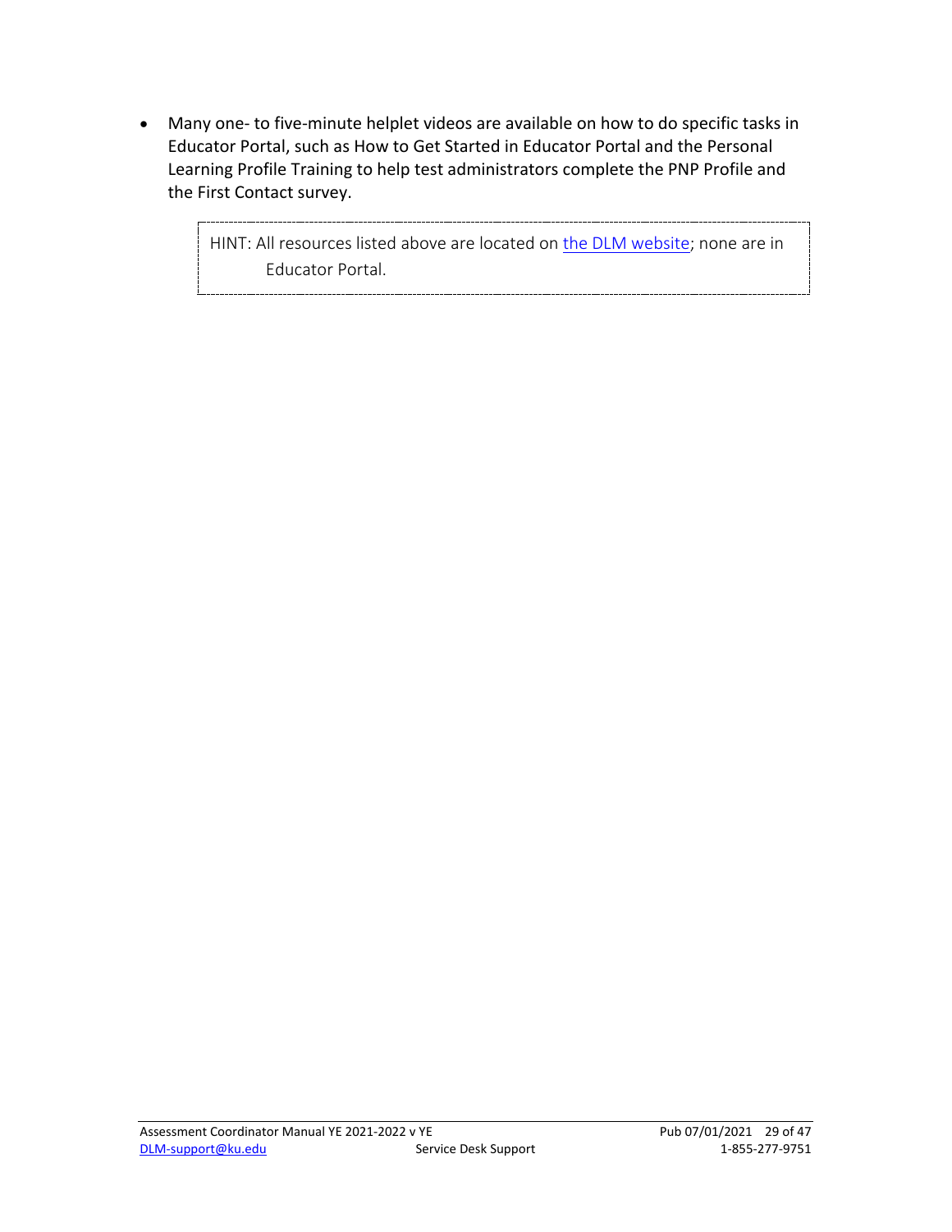- Many one- to five-minute helplet videos are available on how to do specific tasks in Educator Portal, such as How to Get Started in Educator Portal and the Personal Learning Profile Training to help test administrators complete the PNP Profile and the First Contact survey.

> HINT: All resources listed above are located on the DLM website; none are in Educator Portal.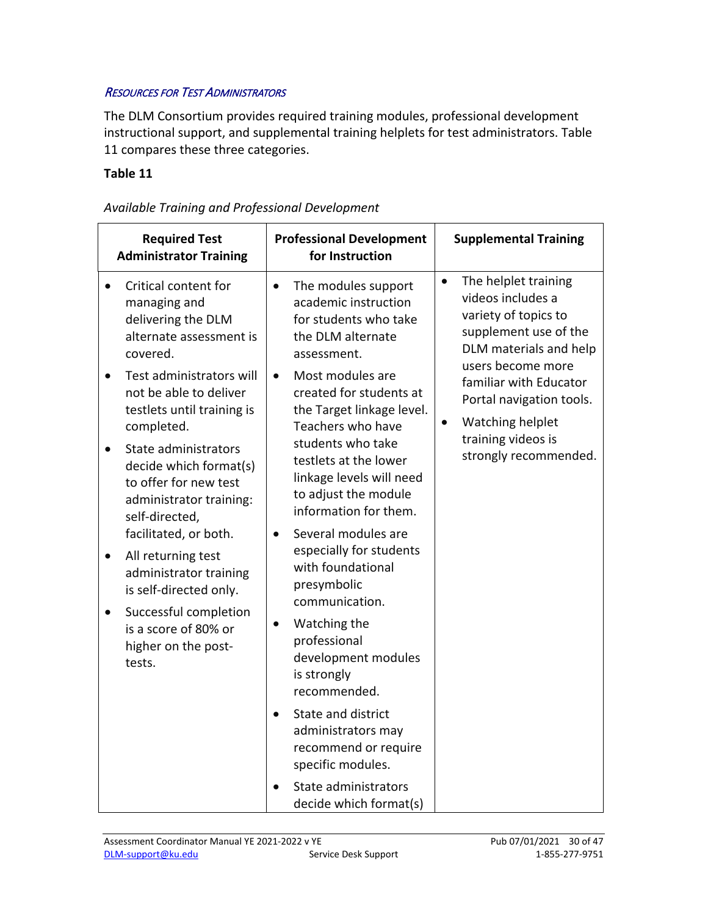### Resources for Test Administrators

The DLM Consortium provides required training modules, professional development instructional support, and supplemental training helplets for test administrators. Table 11 compares these three categories.

**Table 11**

*Available Training and Professional Development*

| Required Test Administrator Training | Professional Development for Instruction | Supplemental Training |
|---|---|---|
| • Critical content for managing and delivering the DLM alternate assessment is covered.<br>• Test administrators will not be able to deliver testlets until training is completed.<br>• State administrators decide which format(s) to offer for new test administrator training: self-directed, facilitated, or both.<br>• All returning test administrator training is self-directed only.<br>• Successful completion is a score of 80% or higher on the post-tests. | • The modules support academic instruction for students who take the DLM alternate assessment.<br>• Most modules are created for students at the Target linkage level. Teachers who have students who take testlets at the lower linkage levels will need to adjust the module information for them.<br>• Several modules are especially for students with foundational presymbolic communication.<br>• Watching the professional development modules is strongly recommended.<br>• State and district administrators may recommend or require specific modules.<br>• State administrators decide which format(s) | • The helplet training videos includes a variety of topics to supplement use of the DLM materials and help users become more familiar with Educator Portal navigation tools.<br>• Watching helplet training videos is strongly recommended. |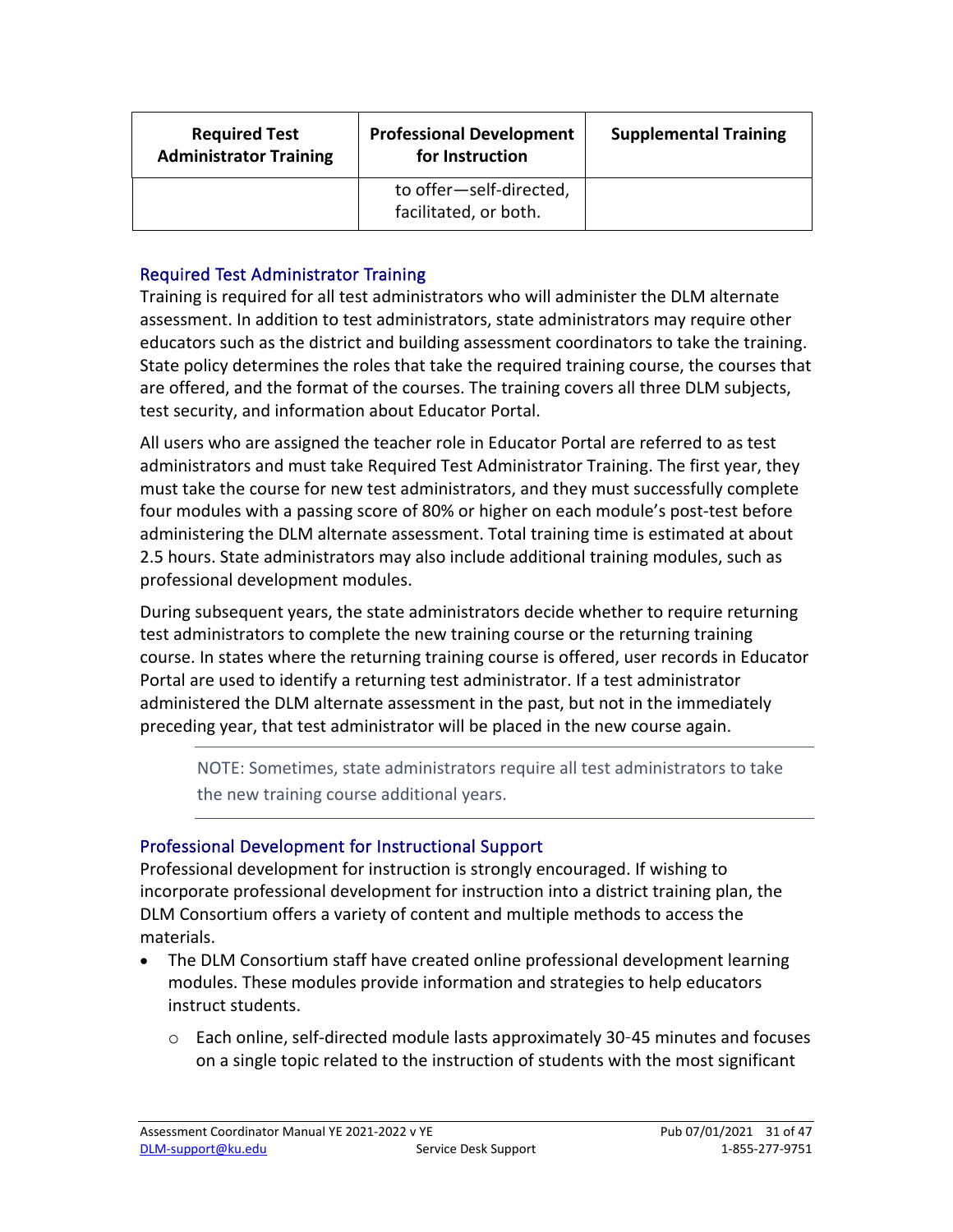| Required Test Administrator Training | Professional Development for Instruction | Supplemental Training |
|---|---|---|
| | to offer—self-directed, facilitated, or both. | |

## Required Test Administrator Training

Training is required for all test administrators who will administer the DLM alternate assessment. In addition to test administrators, state administrators may require other educators such as the district and building assessment coordinators to take the training. State policy determines the roles that take the required training course, the courses that are offered, and the format of the courses. The training covers all three DLM subjects, test security, and information about Educator Portal.

All users who are assigned the teacher role in Educator Portal are referred to as test administrators and must take Required Test Administrator Training. The first year, they must take the course for new test administrators, and they must successfully complete four modules with a passing score of 80% or higher on each module's post-test before administering the DLM alternate assessment. Total training time is estimated at about 2.5 hours. State administrators may also include additional training modules, such as professional development modules.

During subsequent years, the state administrators decide whether to require returning test administrators to complete the new training course or the returning training course. In states where the returning training course is offered, user records in Educator Portal are used to identify a returning test administrator. If a test administrator administered the DLM alternate assessment in the past, but not in the immediately preceding year, that test administrator will be placed in the new course again.

> NOTE: Sometimes, state administrators require all test administrators to take the new training course additional years.

## Professional Development for Instructional Support

Professional development for instruction is strongly encouraged. If wishing to incorporate professional development for instruction into a district training plan, the DLM Consortium offers a variety of content and multiple methods to access the materials.

- The DLM Consortium staff have created online professional development learning modules. These modules provide information and strategies to help educators instruct students.
  - Each online, self-directed module lasts approximately 30-45 minutes and focuses on a single topic related to the instruction of students with the most significant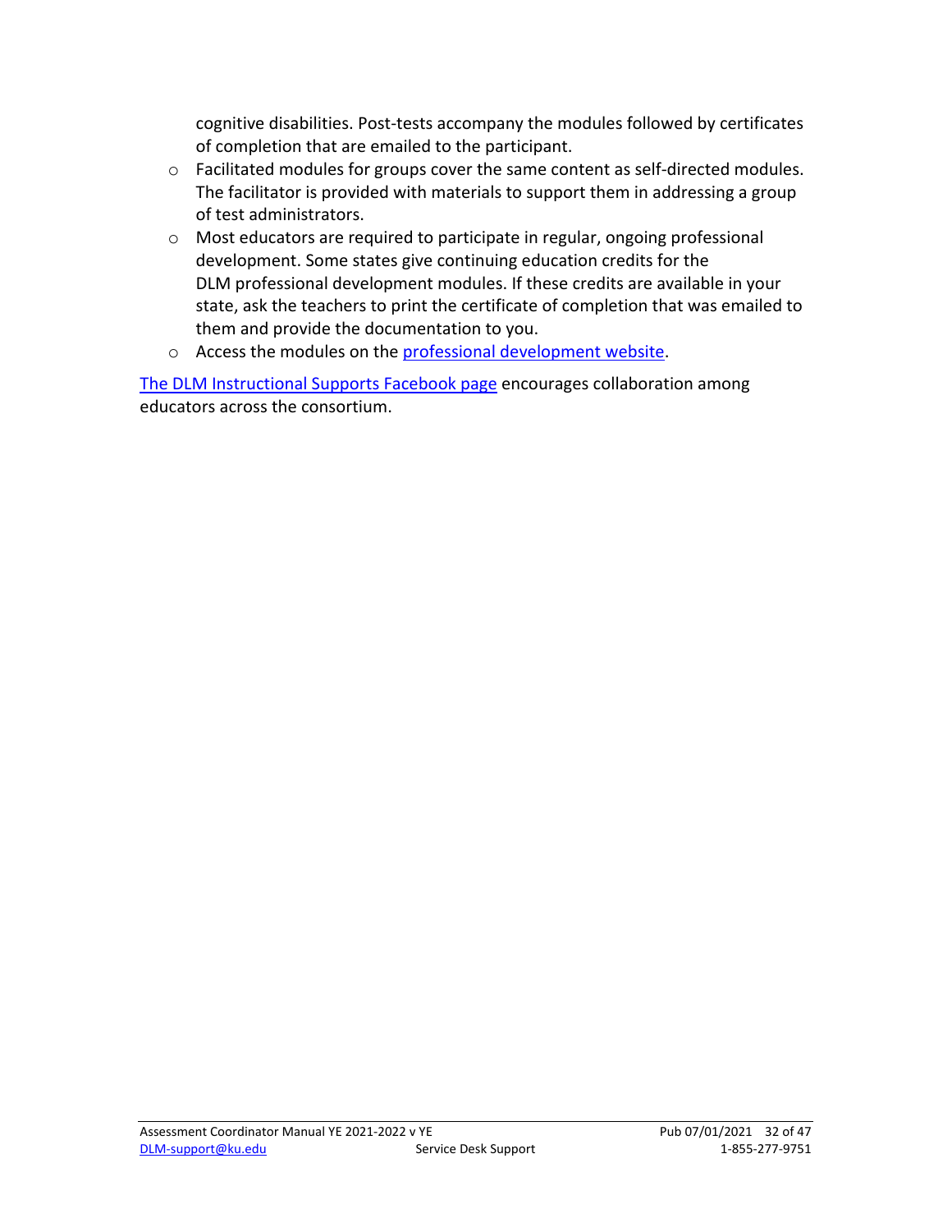cognitive disabilities. Post-tests accompany the modules followed by certificates of completion that are emailed to the participant.

- Facilitated modules for groups cover the same content as self-directed modules. The facilitator is provided with materials to support them in addressing a group of test administrators.
- Most educators are required to participate in regular, ongoing professional development. Some states give continuing education credits for the DLM professional development modules. If these credits are available in your state, ask the teachers to print the certificate of completion that was emailed to them and provide the documentation to you.
- Access the modules on the [professional development website](#).

[The DLM Instructional Supports Facebook page](#) encourages collaboration among educators across the consortium.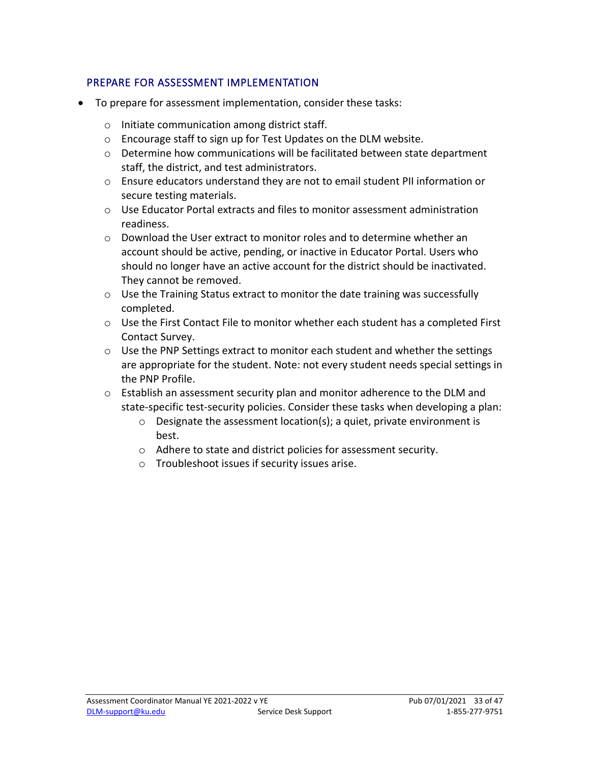## PREPARE FOR ASSESSMENT IMPLEMENTATION

- To prepare for assessment implementation, consider these tasks:
    - Initiate communication among district staff.
    - Encourage staff to sign up for Test Updates on the DLM website.
    - Determine how communications will be facilitated between state department staff, the district, and test administrators.
    - Ensure educators understand they are not to email student PII information or secure testing materials.
    - Use Educator Portal extracts and files to monitor assessment administration readiness.
    - Download the User extract to monitor roles and to determine whether an account should be active, pending, or inactive in Educator Portal. Users who should no longer have an active account for the district should be inactivated. They cannot be removed.
    - Use the Training Status extract to monitor the date training was successfully completed.
    - Use the First Contact File to monitor whether each student has a completed First Contact Survey.
    - Use the PNP Settings extract to monitor each student and whether the settings are appropriate for the student. Note: not every student needs special settings in the PNP Profile.
    - Establish an assessment security plan and monitor adherence to the DLM and state-specific test-security policies. Consider these tasks when developing a plan:
        - Designate the assessment location(s); a quiet, private environment is best.
        - Adhere to state and district policies for assessment security.
        - Troubleshoot issues if security issues arise.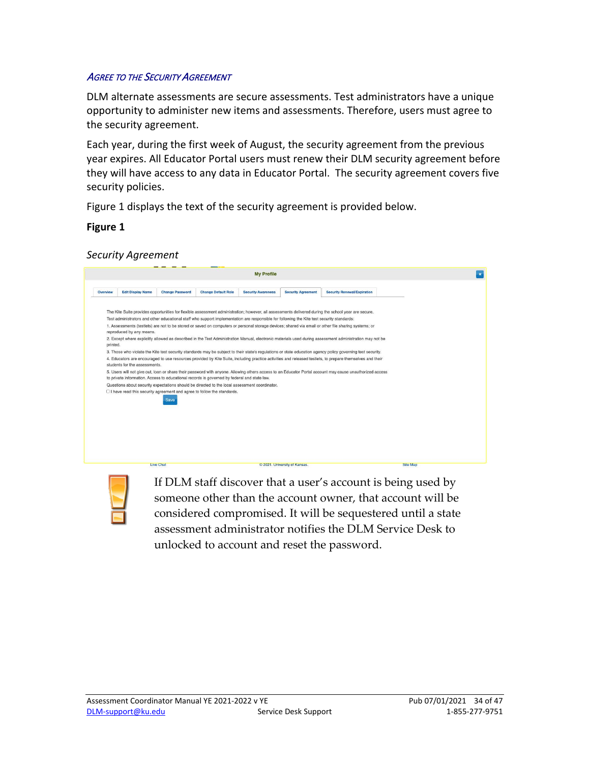### *Agree to the Security Agreement*

DLM alternate assessments are secure assessments. Test administrators have a unique opportunity to administer new items and assessments. Therefore, users must agree to the security agreement.

Each year, during the first week of August, the security agreement from the previous year expires. All Educator Portal users must renew their DLM security agreement before they will have access to any data in Educator Portal. The security agreement covers five security policies.

Figure 1 displays the text of the security agreement is provided below.

**Figure 1**

*Security Agreement*

My Profile

Overview | Edit Display Name | Change Password | Change Default Role | Security Awareness | Security Agreement | Security Renewal/Expiration

The Kite Suite provides opportunities for flexible assessment administration; however, all assessments delivered during the school year are secure. Test administrators and other educational staff who support implementation are responsible for following the Kite test security standards:

1. Assessments (testlets) are not to be stored or saved on computers or personal storage devices; shared via email or other file sharing systems; or reproduced by any means.
2. Except where explicitly allowed as described in the Test Administration Manual, electronic materials used during assessment administration may not be printed.
3. Those who violate the Kite test security standards may be subject to their state's regulations or state education agency policy governing test security.
4. Educators are encouraged to use resources provided by Kite Suite, including practice activities and released testlets, to prepare themselves and their students for the assessments.
5. Users will not give out, loan or share their password with anyone. Allowing others access to an Educator Portal account may cause unauthorized access to private information. Access to educational records is governed by federal and state law.

Questions about security expectations should be directed to the local assessment coordinator.

☐ I have read this security agreement and agree to follow the standards.

Save

Live Chat © 2021. University of Kansas. Site Map

If DLM staff discover that a user's account is being used by someone other than the account owner, that account will be considered compromised. It will be sequestered until a state assessment administrator notifies the DLM Service Desk to unlocked to account and reset the password.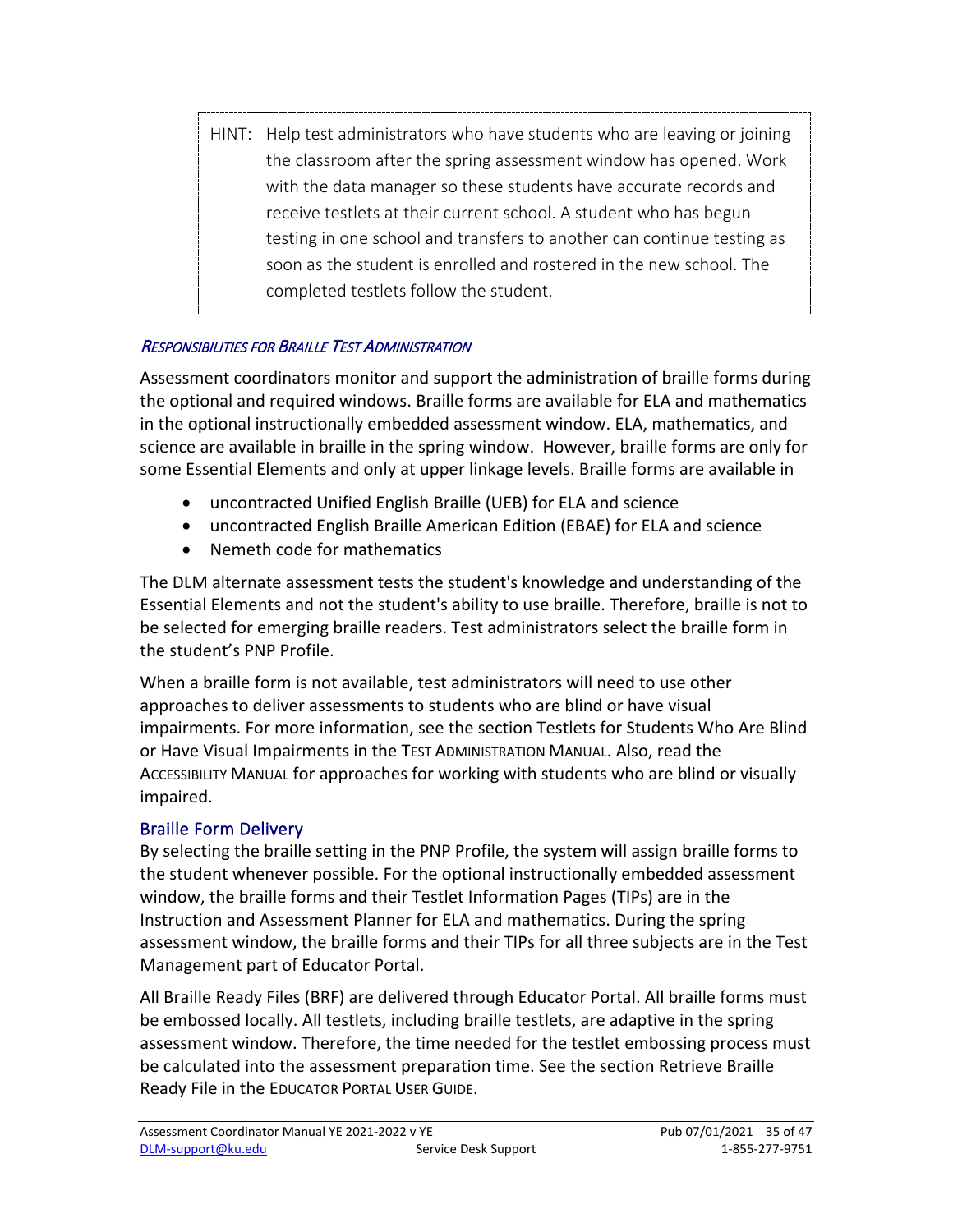> HINT: Help test administrators who have students who are leaving or joining the classroom after the spring assessment window has opened. Work with the data manager so these students have accurate records and receive testlets at their current school. A student who has begun testing in one school and transfers to another can continue testing as soon as the student is enrolled and rostered in the new school. The completed testlets follow the student.

#### *Responsibilities for Braille Test Administration*

Assessment coordinators monitor and support the administration of braille forms during the optional and required windows. Braille forms are available for ELA and mathematics in the optional instructionally embedded assessment window. ELA, mathematics, and science are available in braille in the spring window. However, braille forms are only for some Essential Elements and only at upper linkage levels. Braille forms are available in

- uncontracted Unified English Braille (UEB) for ELA and science
- uncontracted English Braille American Edition (EBAE) for ELA and science
- Nemeth code for mathematics

The DLM alternate assessment tests the student's knowledge and understanding of the Essential Elements and not the student's ability to use braille. Therefore, braille is not to be selected for emerging braille readers. Test administrators select the braille form in the student's PNP Profile.

When a braille form is not available, test administrators will need to use other approaches to deliver assessments to students who are blind or have visual impairments. For more information, see the section Testlets for Students Who Are Blind or Have Visual Impairments in the TEST ADMINISTRATION MANUAL. Also, read the ACCESSIBILITY MANUAL for approaches for working with students who are blind or visually impaired.

### Braille Form Delivery

By selecting the braille setting in the PNP Profile, the system will assign braille forms to the student whenever possible. For the optional instructionally embedded assessment window, the braille forms and their Testlet Information Pages (TIPs) are in the Instruction and Assessment Planner for ELA and mathematics. During the spring assessment window, the braille forms and their TIPs for all three subjects are in the Test Management part of Educator Portal.

All Braille Ready Files (BRF) are delivered through Educator Portal. All braille forms must be embossed locally. All testlets, including braille testlets, are adaptive in the spring assessment window. Therefore, the time needed for the testlet embossing process must be calculated into the assessment preparation time. See the section Retrieve Braille Ready File in the EDUCATOR PORTAL USER GUIDE.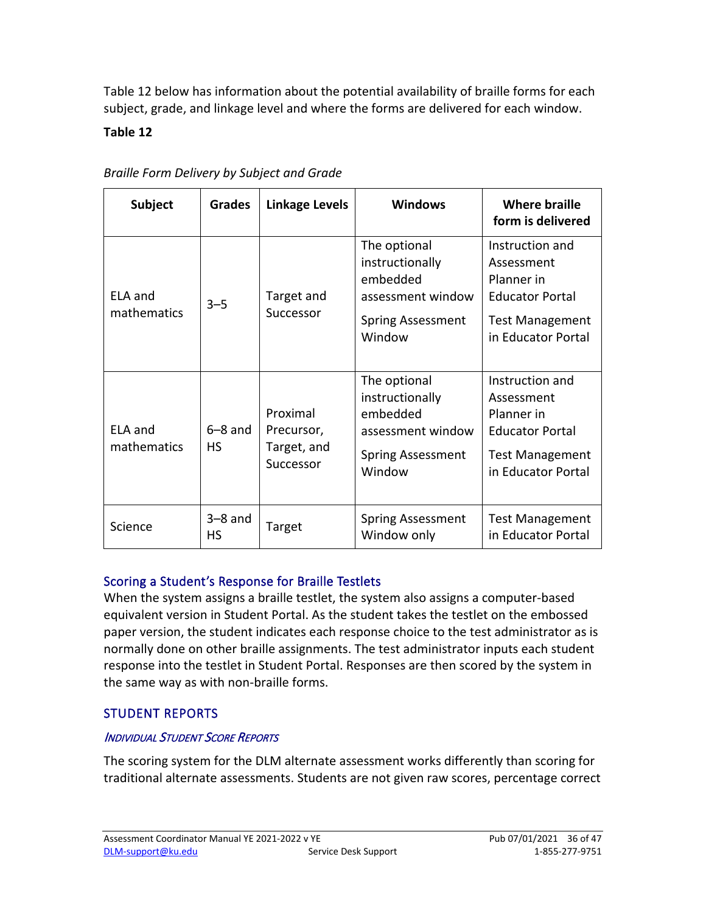Table 12 below has information about the potential availability of braille forms for each subject, grade, and linkage level and where the forms are delivered for each window.

**Table 12**

*Braille Form Delivery by Subject and Grade*

| Subject | Grades | Linkage Levels | Windows | Where braille form is delivered |
|---|---|---|---|---|
| ELA and mathematics | 3–5 | Target and Successor | The optional instructionally embedded assessment window<br>Spring Assessment Window | Instruction and Assessment Planner in Educator Portal<br>Test Management in Educator Portal |
| ELA and mathematics | 6–8 and HS | Proximal Precursor, Target, and Successor | The optional instructionally embedded assessment window<br>Spring Assessment Window | Instruction and Assessment Planner in Educator Portal<br>Test Management in Educator Portal |
| Science | 3–8 and HS | Target | Spring Assessment Window only | Test Management in Educator Portal |

### Scoring a Student's Response for Braille Testlets

When the system assigns a braille testlet, the system also assigns a computer-based equivalent version in Student Portal. As the student takes the testlet on the embossed paper version, the student indicates each response choice to the test administrator as is normally done on other braille assignments. The test administrator inputs each student response into the testlet in Student Portal. Responses are then scored by the system in the same way as with non-braille forms.

## STUDENT REPORTS

### *Individual Student Score Reports*

The scoring system for the DLM alternate assessment works differently than scoring for traditional alternate assessments. Students are not given raw scores, percentage correct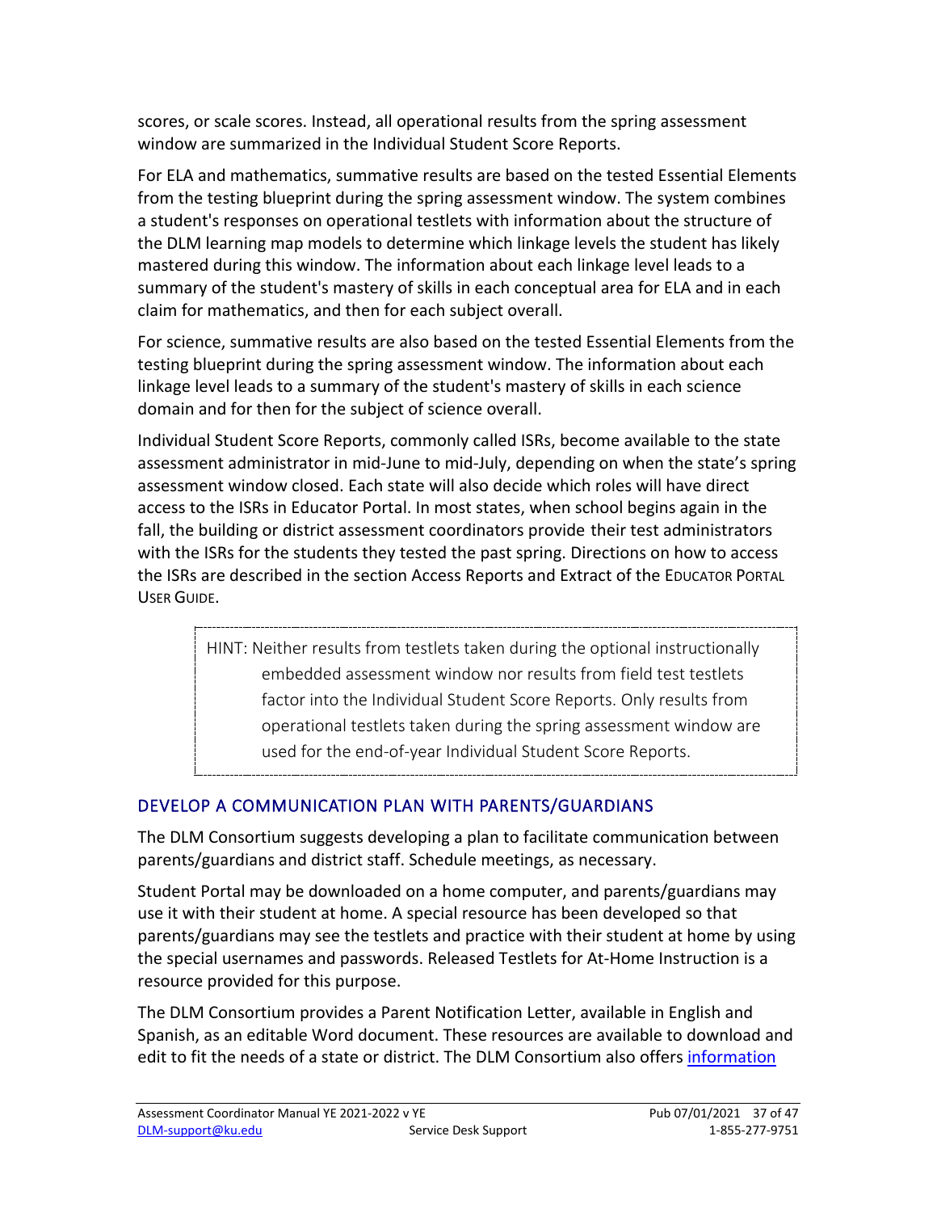scores, or scale scores. Instead, all operational results from the spring assessment window are summarized in the Individual Student Score Reports.

For ELA and mathematics, summative results are based on the tested Essential Elements from the testing blueprint during the spring assessment window. The system combines a student's responses on operational testlets with information about the structure of the DLM learning map models to determine which linkage levels the student has likely mastered during this window. The information about each linkage level leads to a summary of the student's mastery of skills in each conceptual area for ELA and in each claim for mathematics, and then for each subject overall.

For science, summative results are also based on the tested Essential Elements from the testing blueprint during the spring assessment window. The information about each linkage level leads to a summary of the student's mastery of skills in each science domain and for then for the subject of science overall.

Individual Student Score Reports, commonly called ISRs, become available to the state assessment administrator in mid-June to mid-July, depending on when the state's spring assessment window closed. Each state will also decide which roles will have direct access to the ISRs in Educator Portal. In most states, when school begins again in the fall, the building or district assessment coordinators provide their test administrators with the ISRs for the students they tested the past spring. Directions on how to access the ISRs are described in the section Access Reports and Extract of the EDUCATOR PORTAL USER GUIDE.

> HINT: Neither results from testlets taken during the optional instructionally embedded assessment window nor results from field test testlets factor into the Individual Student Score Reports. Only results from operational testlets taken during the spring assessment window are used for the end-of-year Individual Student Score Reports.

## DEVELOP A COMMUNICATION PLAN WITH PARENTS/GUARDIANS

The DLM Consortium suggests developing a plan to facilitate communication between parents/guardians and district staff. Schedule meetings, as necessary.

Student Portal may be downloaded on a home computer, and parents/guardians may use it with their student at home. A special resource has been developed so that parents/guardians may see the testlets and practice with their student at home by using the special usernames and passwords. Released Testlets for At-Home Instruction is a resource provided for this purpose.

The DLM Consortium provides a Parent Notification Letter, available in English and Spanish, as an editable Word document. These resources are available to download and edit to fit the needs of a state or district. The DLM Consortium also offers information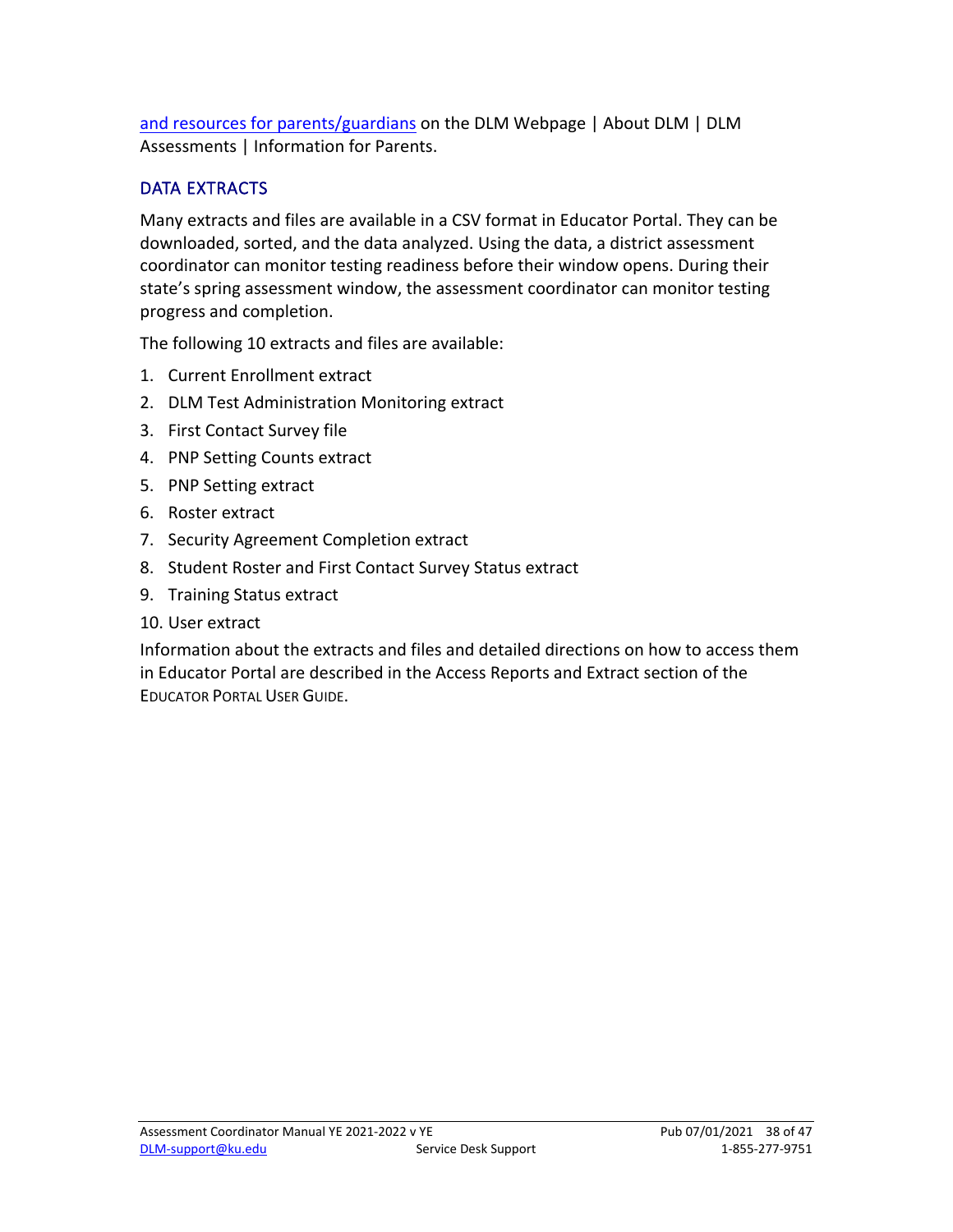and resources for parents/guardians on the DLM Webpage | About DLM | DLM Assessments | Information for Parents.

## DATA EXTRACTS

Many extracts and files are available in a CSV format in Educator Portal. They can be downloaded, sorted, and the data analyzed. Using the data, a district assessment coordinator can monitor testing readiness before their window opens. During their state's spring assessment window, the assessment coordinator can monitor testing progress and completion.

The following 10 extracts and files are available:

1. Current Enrollment extract
2. DLM Test Administration Monitoring extract
3. First Contact Survey file
4. PNP Setting Counts extract
5. PNP Setting extract
6. Roster extract
7. Security Agreement Completion extract
8. Student Roster and First Contact Survey Status extract
9. Training Status extract
10. User extract

Information about the extracts and files and detailed directions on how to access them in Educator Portal are described in the Access Reports and Extract section of the EDUCATOR PORTAL USER GUIDE.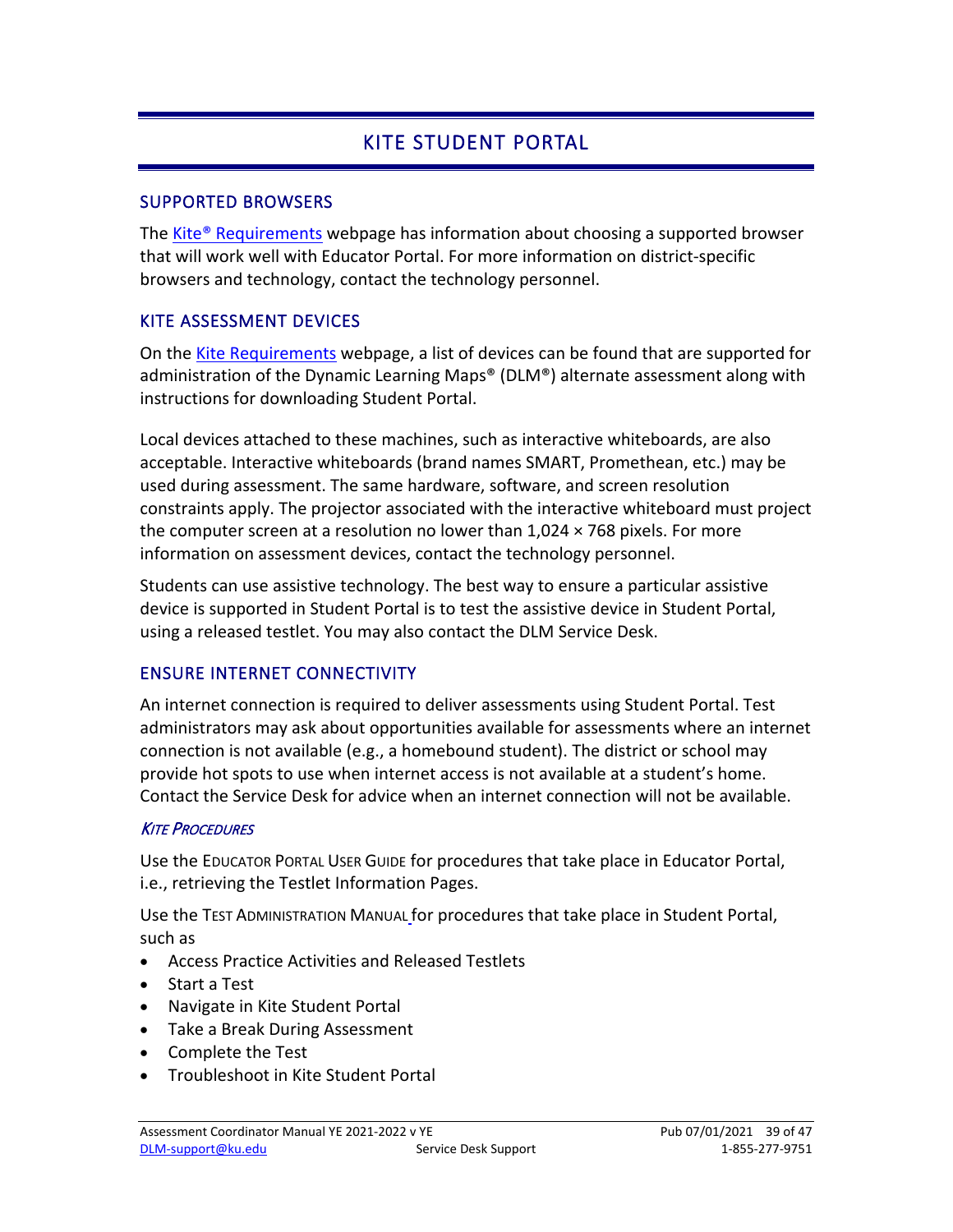# KITE STUDENT PORTAL

## SUPPORTED BROWSERS

The [Kite® Requirements]() webpage has information about choosing a supported browser that will work well with Educator Portal. For more information on district-specific browsers and technology, contact the technology personnel.

## KITE ASSESSMENT DEVICES

On the [Kite Requirements]() webpage, a list of devices can be found that are supported for administration of the Dynamic Learning Maps® (DLM®) alternate assessment along with instructions for downloading Student Portal.

Local devices attached to these machines, such as interactive whiteboards, are also acceptable. Interactive whiteboards (brand names SMART, Promethean, etc.) may be used during assessment. The same hardware, software, and screen resolution constraints apply. The projector associated with the interactive whiteboard must project the computer screen at a resolution no lower than 1,024 × 768 pixels. For more information on assessment devices, contact the technology personnel.

Students can use assistive technology. The best way to ensure a particular assistive device is supported in Student Portal is to test the assistive device in Student Portal, using a released testlet. You may also contact the DLM Service Desk.

## ENSURE INTERNET CONNECTIVITY

An internet connection is required to deliver assessments using Student Portal. Test administrators may ask about opportunities available for assessments where an internet connection is not available (e.g., a homebound student). The district or school may provide hot spots to use when internet access is not available at a student's home. Contact the Service Desk for advice when an internet connection will not be available.

### *KITE PROCEDURES*

Use the EDUCATOR PORTAL USER GUIDE for procedures that take place in Educator Portal, i.e., retrieving the Testlet Information Pages.

Use the TEST ADMINISTRATION MANUAL for procedures that take place in Student Portal, such as

- Access Practice Activities and Released Testlets
- Start a Test
- Navigate in Kite Student Portal
- Take a Break During Assessment
- Complete the Test
- Troubleshoot in Kite Student Portal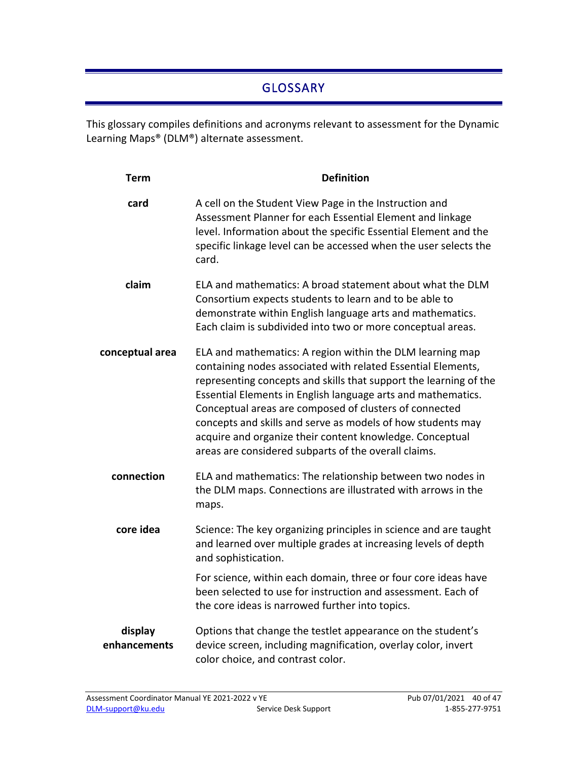# GLOSSARY

This glossary compiles definitions and acronyms relevant to assessment for the Dynamic Learning Maps® (DLM®) alternate assessment.

| Term | Definition |
| --- | --- |
| **card** | A cell on the Student View Page in the Instruction and Assessment Planner for each Essential Element and linkage level. Information about the specific Essential Element and the specific linkage level can be accessed when the user selects the card. |
| **claim** | ELA and mathematics: A broad statement about what the DLM Consortium expects students to learn and to be able to demonstrate within English language arts and mathematics. Each claim is subdivided into two or more conceptual areas. |
| **conceptual area** | ELA and mathematics: A region within the DLM learning map containing nodes associated with related Essential Elements, representing concepts and skills that support the learning of the Essential Elements in English language arts and mathematics. Conceptual areas are composed of clusters of connected concepts and skills and serve as models of how students may acquire and organize their content knowledge. Conceptual areas are considered subparts of the overall claims. |
| **connection** | ELA and mathematics: The relationship between two nodes in the DLM maps. Connections are illustrated with arrows in the maps. |
| **core idea** | Science: The key organizing principles in science and are taught and learned over multiple grades at increasing levels of depth and sophistication.<br><br>For science, within each domain, three or four core ideas have been selected to use for instruction and assessment. Each of the core ideas is narrowed further into topics. |
| **display enhancements** | Options that change the testlet appearance on the student's device screen, including magnification, overlay color, invert color choice, and contrast color. |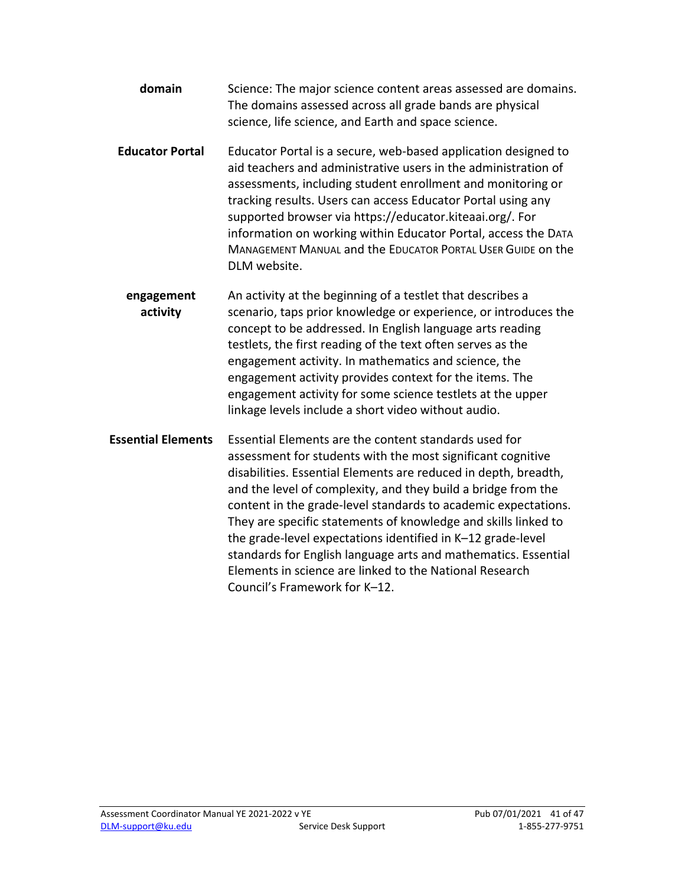**domain** Science: The major science content areas assessed are domains. The domains assessed across all grade bands are physical science, life science, and Earth and space science.

**Educator Portal** Educator Portal is a secure, web-based application designed to aid teachers and administrative users in the administration of assessments, including student enrollment and monitoring or tracking results. Users can access Educator Portal using any supported browser via https://educator.kiteaai.org/. For information on working within Educator Portal, access the DATA MANAGEMENT MANUAL and the EDUCATOR PORTAL USER GUIDE on the DLM website.

**engagement activity** An activity at the beginning of a testlet that describes a scenario, taps prior knowledge or experience, or introduces the concept to be addressed. In English language arts reading testlets, the first reading of the text often serves as the engagement activity. In mathematics and science, the engagement activity provides context for the items. The engagement activity for some science testlets at the upper linkage levels include a short video without audio.

**Essential Elements** Essential Elements are the content standards used for assessment for students with the most significant cognitive disabilities. Essential Elements are reduced in depth, breadth, and the level of complexity, and they build a bridge from the content in the grade-level standards to academic expectations. They are specific statements of knowledge and skills linked to the grade-level expectations identified in K–12 grade-level standards for English language arts and mathematics. Essential Elements in science are linked to the National Research Council's Framework for K–12.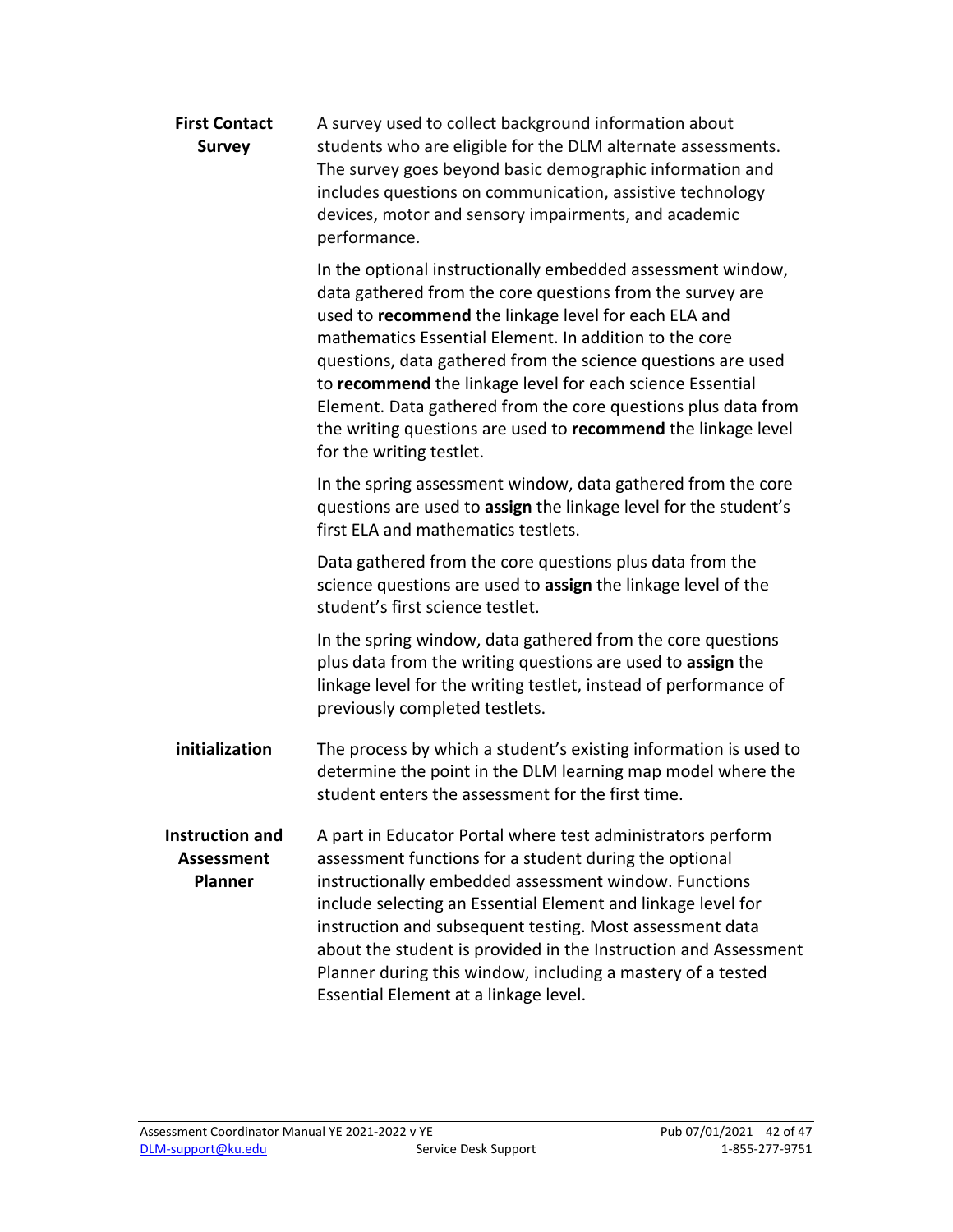**First Contact Survey**

A survey used to collect background information about students who are eligible for the DLM alternate assessments. The survey goes beyond basic demographic information and includes questions on communication, assistive technology devices, motor and sensory impairments, and academic performance.

In the optional instructionally embedded assessment window, data gathered from the core questions from the survey are used to **recommend** the linkage level for each ELA and mathematics Essential Element. In addition to the core questions, data gathered from the science questions are used to **recommend** the linkage level for each science Essential Element. Data gathered from the core questions plus data from the writing questions are used to **recommend** the linkage level for the writing testlet.

In the spring assessment window, data gathered from the core questions are used to **assign** the linkage level for the student's first ELA and mathematics testlets.

Data gathered from the core questions plus data from the science questions are used to **assign** the linkage level of the student's first science testlet.

In the spring window, data gathered from the core questions plus data from the writing questions are used to **assign** the linkage level for the writing testlet, instead of performance of previously completed testlets.

**initialization**

The process by which a student's existing information is used to determine the point in the DLM learning map model where the student enters the assessment for the first time.

**Instruction and Assessment Planner**

A part in Educator Portal where test administrators perform assessment functions for a student during the optional instructionally embedded assessment window. Functions include selecting an Essential Element and linkage level for instruction and subsequent testing. Most assessment data about the student is provided in the Instruction and Assessment Planner during this window, including a mastery of a tested Essential Element at a linkage level.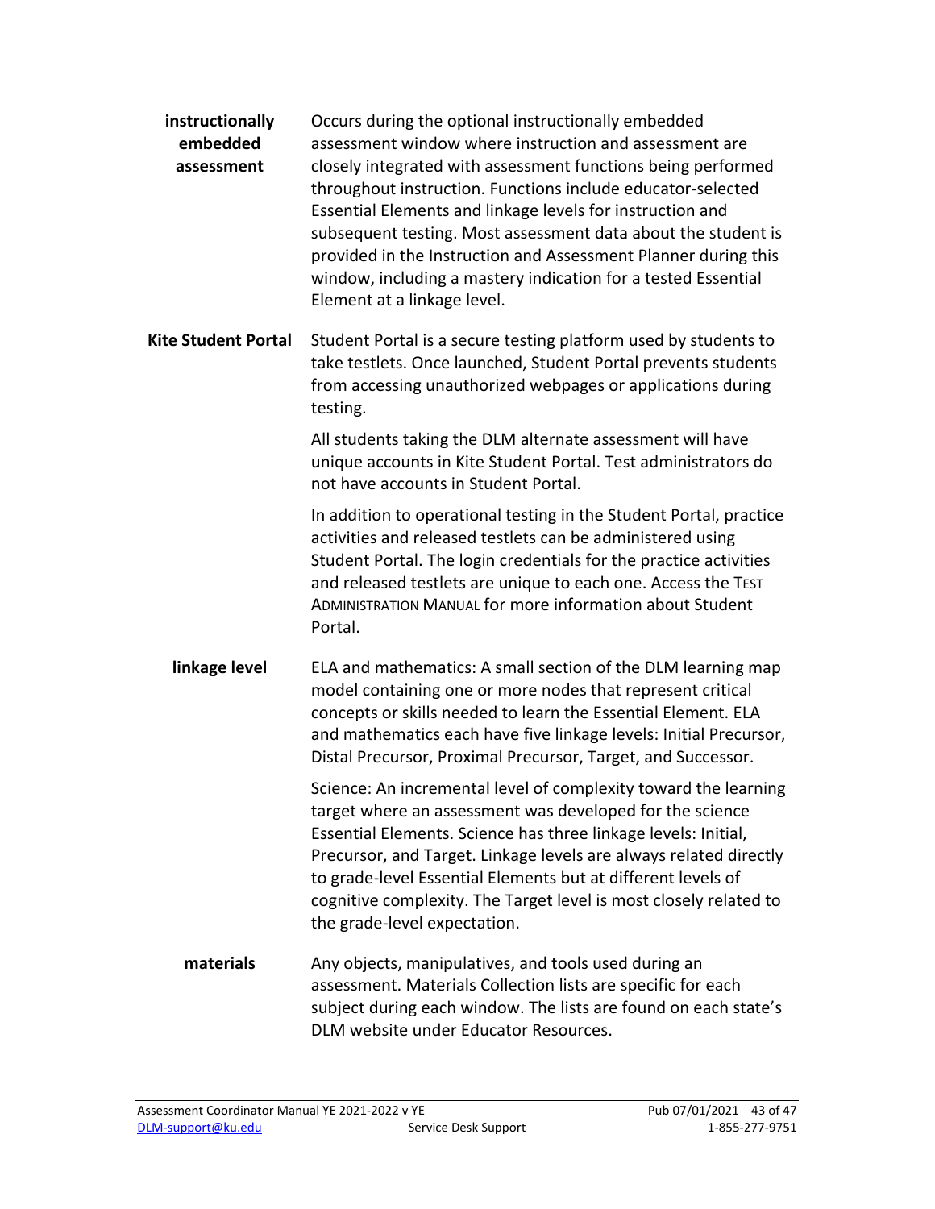**instructionally embedded assessment**

Occurs during the optional instructionally embedded assessment window where instruction and assessment are closely integrated with assessment functions being performed throughout instruction. Functions include educator-selected Essential Elements and linkage levels for instruction and subsequent testing. Most assessment data about the student is provided in the Instruction and Assessment Planner during this window, including a mastery indication for a tested Essential Element at a linkage level.

**Kite Student Portal**

Student Portal is a secure testing platform used by students to take testlets. Once launched, Student Portal prevents students from accessing unauthorized webpages or applications during testing.

All students taking the DLM alternate assessment will have unique accounts in Kite Student Portal. Test administrators do not have accounts in Student Portal.

In addition to operational testing in the Student Portal, practice activities and released testlets can be administered using Student Portal. The login credentials for the practice activities and released testlets are unique to each one. Access the TEST ADMINISTRATION MANUAL for more information about Student Portal.

**linkage level**

ELA and mathematics: A small section of the DLM learning map model containing one or more nodes that represent critical concepts or skills needed to learn the Essential Element. ELA and mathematics each have five linkage levels: Initial Precursor, Distal Precursor, Proximal Precursor, Target, and Successor.

Science: An incremental level of complexity toward the learning target where an assessment was developed for the science Essential Elements. Science has three linkage levels: Initial, Precursor, and Target. Linkage levels are always related directly to grade-level Essential Elements but at different levels of cognitive complexity. The Target level is most closely related to the grade-level expectation.

**materials**

Any objects, manipulatives, and tools used during an assessment. Materials Collection lists are specific for each subject during each window. The lists are found on each state's DLM website under Educator Resources.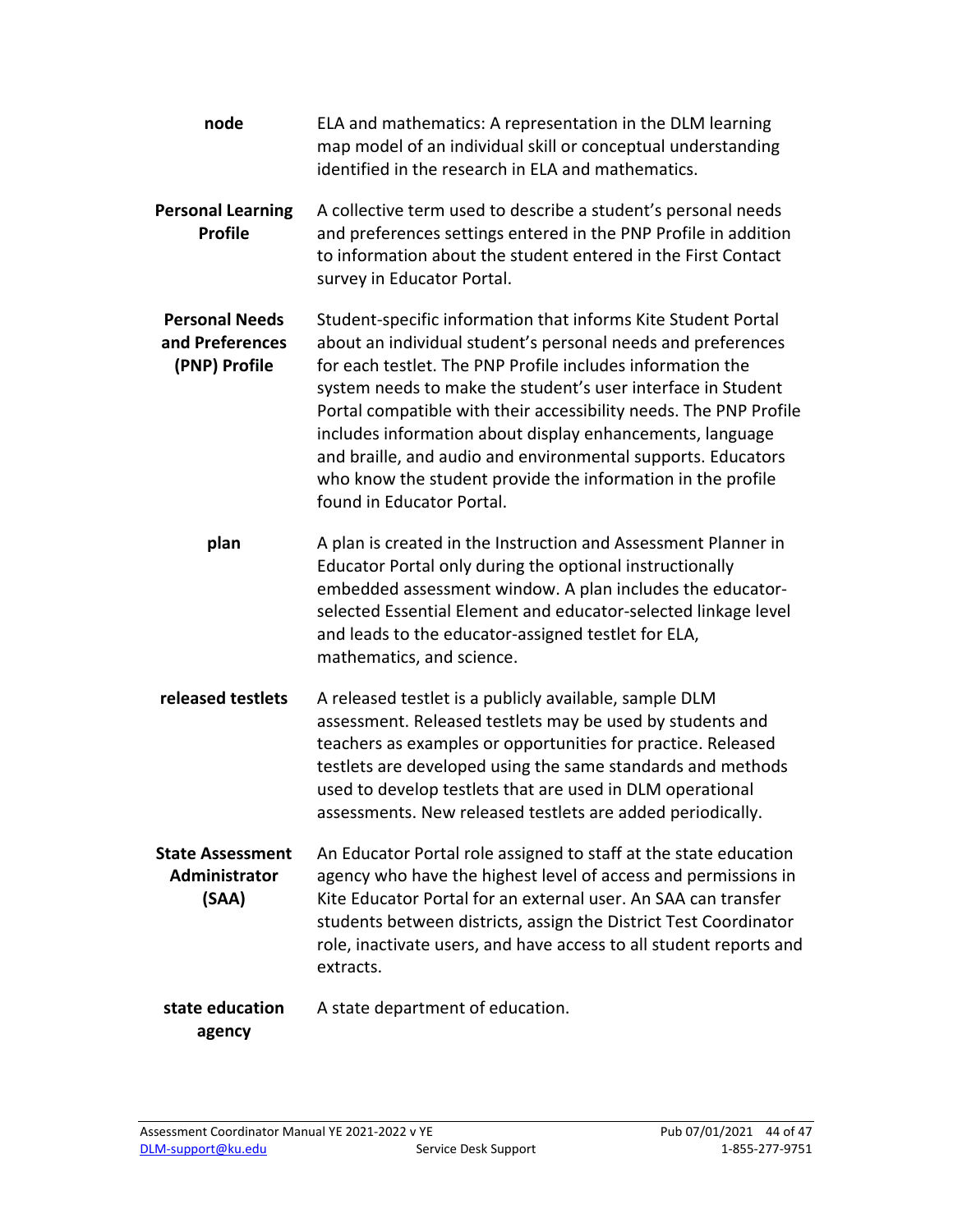| | |
|---|---|
| **node** | ELA and mathematics: A representation in the DLM learning map model of an individual skill or conceptual understanding identified in the research in ELA and mathematics. |
| **Personal Learning Profile** | A collective term used to describe a student's personal needs and preferences settings entered in the PNP Profile in addition to information about the student entered in the First Contact survey in Educator Portal. |
| **Personal Needs and Preferences (PNP) Profile** | Student-specific information that informs Kite Student Portal about an individual student's personal needs and preferences for each testlet. The PNP Profile includes information the system needs to make the student's user interface in Student Portal compatible with their accessibility needs. The PNP Profile includes information about display enhancements, language and braille, and audio and environmental supports. Educators who know the student provide the information in the profile found in Educator Portal. |
| **plan** | A plan is created in the Instruction and Assessment Planner in Educator Portal only during the optional instructionally embedded assessment window. A plan includes the educator-selected Essential Element and educator-selected linkage level and leads to the educator-assigned testlet for ELA, mathematics, and science. |
| **released testlets** | A released testlet is a publicly available, sample DLM assessment. Released testlets may be used by students and teachers as examples or opportunities for practice. Released testlets are developed using the same standards and methods used to develop testlets that are used in DLM operational assessments. New released testlets are added periodically. |
| **State Assessment Administrator (SAA)** | An Educator Portal role assigned to staff at the state education agency who have the highest level of access and permissions in Kite Educator Portal for an external user. An SAA can transfer students between districts, assign the District Test Coordinator role, inactivate users, and have access to all student reports and extracts. |
| **state education agency** | A state department of education. |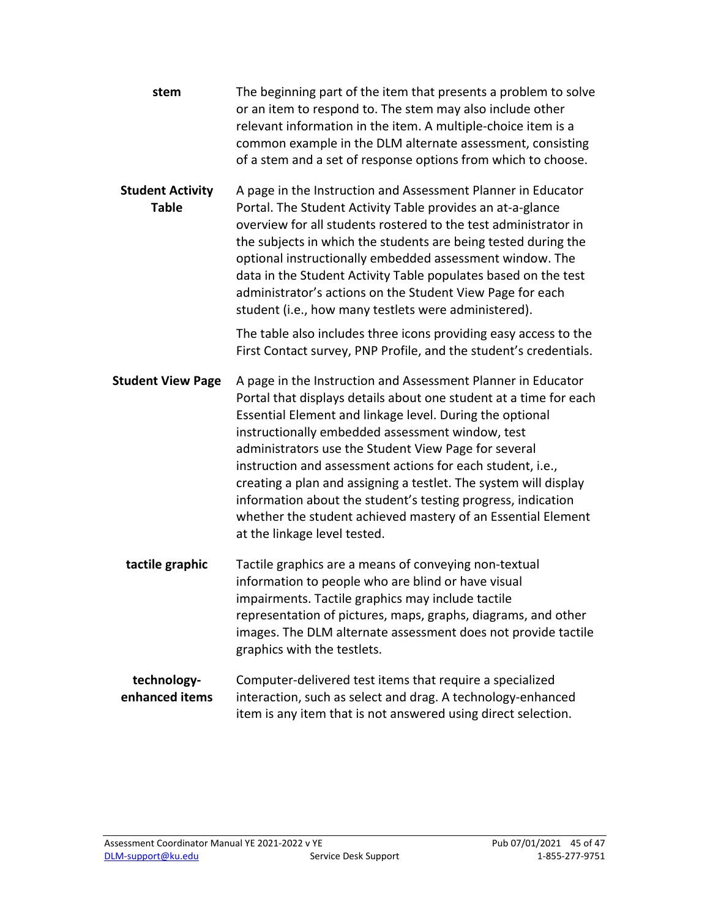**stem**

The beginning part of the item that presents a problem to solve or an item to respond to. The stem may also include other relevant information in the item. A multiple-choice item is a common example in the DLM alternate assessment, consisting of a stem and a set of response options from which to choose.

**Student Activity Table**

A page in the Instruction and Assessment Planner in Educator Portal. The Student Activity Table provides an at-a-glance overview for all students rostered to the test administrator in the subjects in which the students are being tested during the optional instructionally embedded assessment window. The data in the Student Activity Table populates based on the test administrator's actions on the Student View Page for each student (i.e., how many testlets were administered).

The table also includes three icons providing easy access to the First Contact survey, PNP Profile, and the student's credentials.

**Student View Page**

A page in the Instruction and Assessment Planner in Educator Portal that displays details about one student at a time for each Essential Element and linkage level. During the optional instructionally embedded assessment window, test administrators use the Student View Page for several instruction and assessment actions for each student, i.e., creating a plan and assigning a testlet. The system will display information about the student's testing progress, indication whether the student achieved mastery of an Essential Element at the linkage level tested.

**tactile graphic**

Tactile graphics are a means of conveying non-textual information to people who are blind or have visual impairments. Tactile graphics may include tactile representation of pictures, maps, graphs, diagrams, and other images. The DLM alternate assessment does not provide tactile graphics with the testlets.

**technology-enhanced items**

Computer-delivered test items that require a specialized interaction, such as select and drag. A technology-enhanced item is any item that is not answered using direct selection.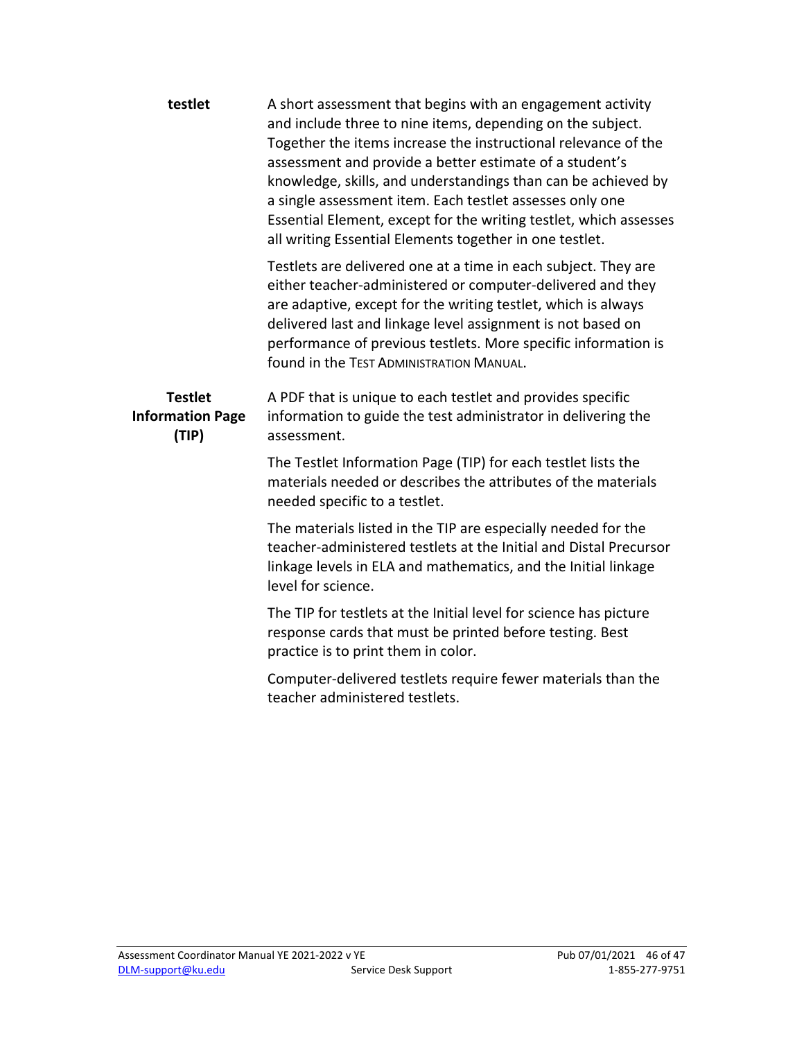**testlet**

A short assessment that begins with an engagement activity and include three to nine items, depending on the subject. Together the items increase the instructional relevance of the assessment and provide a better estimate of a student's knowledge, skills, and understandings than can be achieved by a single assessment item. Each testlet assesses only one Essential Element, except for the writing testlet, which assesses all writing Essential Elements together in one testlet.

Testlets are delivered one at a time in each subject. They are either teacher-administered or computer-delivered and they are adaptive, except for the writing testlet, which is always delivered last and linkage level assignment is not based on performance of previous testlets. More specific information is found in the TEST ADMINISTRATION MANUAL.

**Testlet Information Page (TIP)**

A PDF that is unique to each testlet and provides specific information to guide the test administrator in delivering the assessment.

The Testlet Information Page (TIP) for each testlet lists the materials needed or describes the attributes of the materials needed specific to a testlet.

The materials listed in the TIP are especially needed for the teacher-administered testlets at the Initial and Distal Precursor linkage levels in ELA and mathematics, and the Initial linkage level for science.

The TIP for testlets at the Initial level for science has picture response cards that must be printed before testing. Best practice is to print them in color.

Computer-delivered testlets require fewer materials than the teacher administered testlets.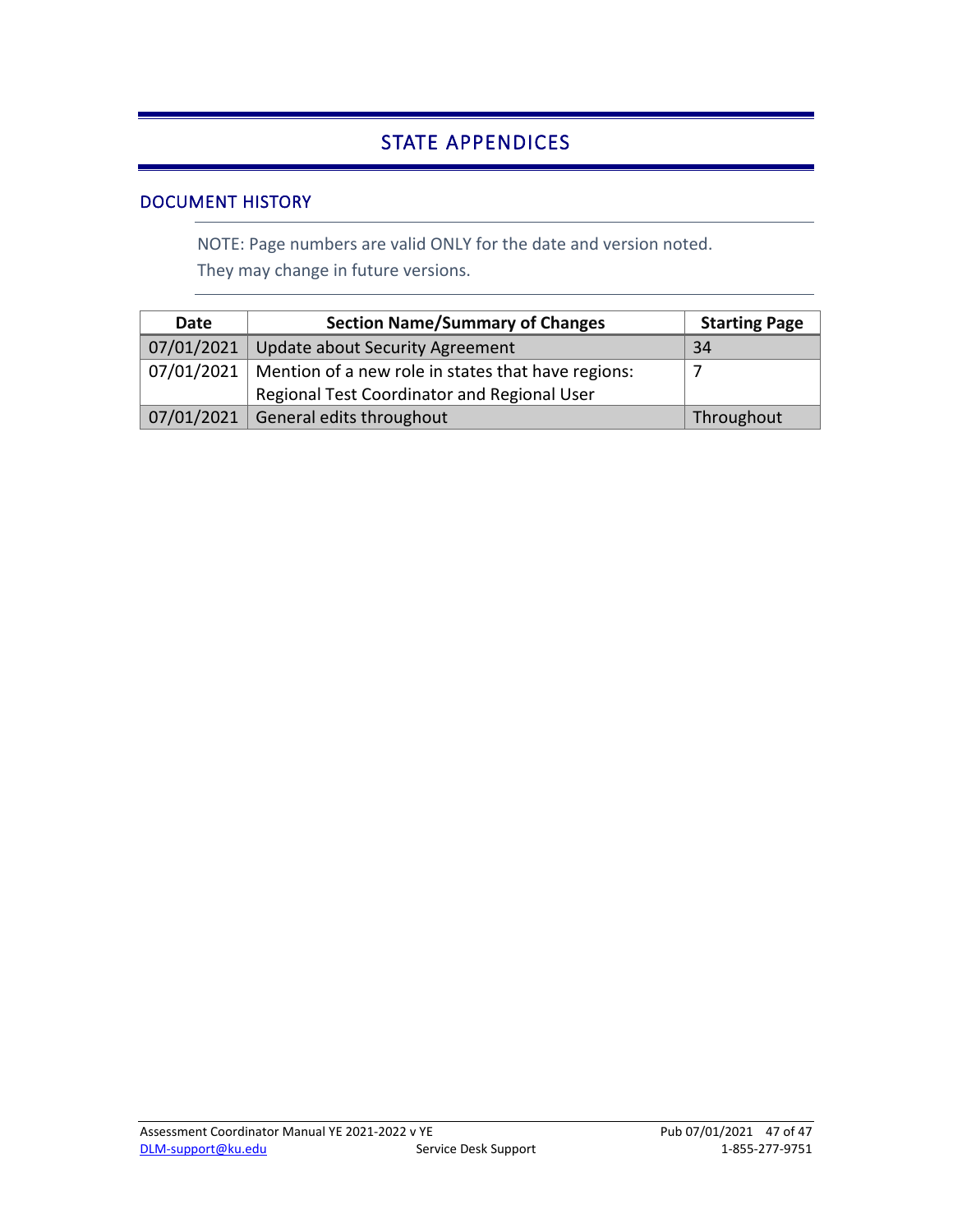# STATE APPENDICES

## DOCUMENT HISTORY

NOTE: Page numbers are valid ONLY for the date and version noted.
They may change in future versions.

| Date | Section Name/Summary of Changes | Starting Page |
| --- | --- | --- |
| 07/01/2021 | Update about Security Agreement | 34 |
| 07/01/2021 | Mention of a new role in states that have regions: Regional Test Coordinator and Regional User | 7 |
| 07/01/2021 | General edits throughout | Throughout |